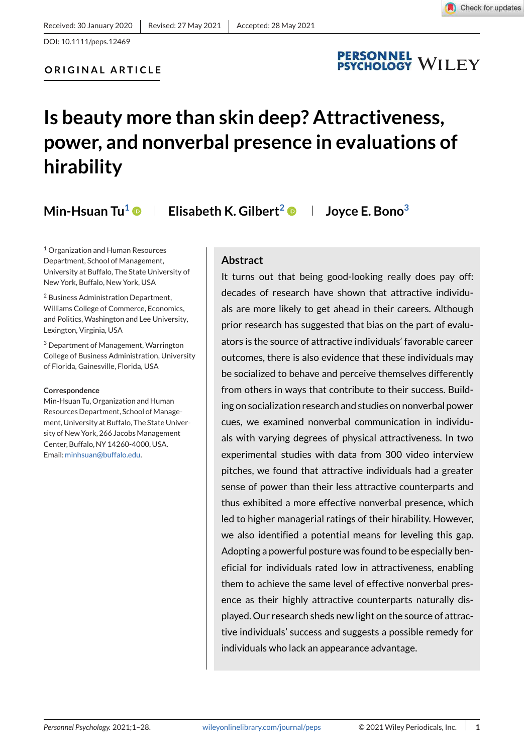Received: 30 January 2020 | Revised: 27 May 2021 | Accepted: 28 May 2021

DOI: 10.1111/peps.12469

ORIGINAL ARTICLE

# Is beauty more than skin deep? Attractiveness, power, and nonverbal presence in evaluations of hirability

**Min-Hsuan Tu**[1] | **Elisabeth K. Gilbert**[2] | **Joyce E. Bono**[3]

[1] Organization and Human Resources Department, School of Management, University at Buffalo, The State University of New York, Buffalo, New York, USA

[2] Business Administration Department, Williams College of Commerce, Economics, and Politics, Washington and Lee University, Lexington, Virginia, USA

[3] Department of Management, Warrington College of Business Administration, University of Florida, Gainesville, Florida, USA

**Correspondence**

Min-Hsuan Tu, Organization and Human Resources Department, School of Management, University at Buffalo, The State University of New York, 266 Jacobs Management Center, Buffalo, NY 14260-4000, USA.

Email: minhsuan@buffalo.edu.

## Abstract

It turns out that being good-looking really does pay off: decades of research have shown that attractive individuals are more likely to get ahead in their careers. Although prior research has suggested that bias on the part of evaluators is the source of attractive individuals' favorable career outcomes, there is also evidence that these individuals may be socialized to behave and perceive themselves differently from others in ways that contribute to their success. Building on socialization research and studies on nonverbal power cues, we examined nonverbal communication in individuals with varying degrees of physical attractiveness. In two experimental studies with data from 300 video interview pitches, we found that attractive individuals had a greater sense of power than their less attractive counterparts and thus exhibited a more effective nonverbal presence, which led to higher managerial ratings of their hirability. However, we also identified a potential means for leveling this gap. Adopting a powerful posture was found to be especially beneficial for individuals rated low in attractiveness, enabling them to achieve the same level of effective nonverbal presence as their highly attractive counterparts naturally displayed. Our research sheds new light on the source of attractive individuals' success and suggests a possible remedy for individuals who lack an appearance advantage.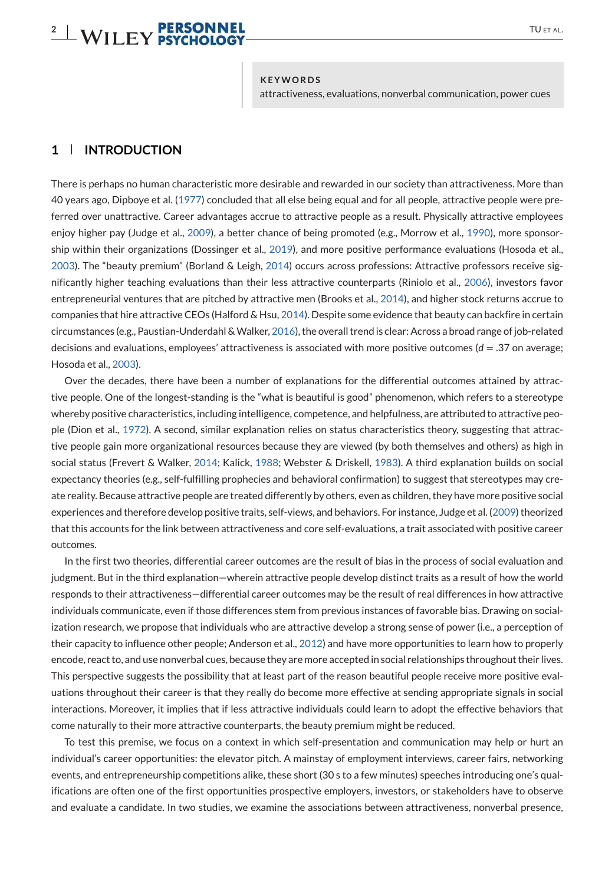**KEYWORDS**
attractiveness, evaluations, nonverbal communication, power cues

## 1 | INTRODUCTION

There is perhaps no human characteristic more desirable and rewarded in our society than attractiveness. More than 40 years ago, Dipboye et al. (1977) concluded that all else being equal and for all people, attractive people were preferred over unattractive. Career advantages accrue to attractive people as a result. Physically attractive employees enjoy higher pay (Judge et al., 2009), a better chance of being promoted (e.g., Morrow et al., 1990), more sponsorship within their organizations (Dossinger et al., 2019), and more positive performance evaluations (Hosoda et al., 2003). The "beauty premium" (Borland & Leigh, 2014) occurs across professions: Attractive professors receive significantly higher teaching evaluations than their less attractive counterparts (Riniolo et al., 2006), investors favor entrepreneurial ventures that are pitched by attractive men (Brooks et al., 2014), and higher stock returns accrue to companies that hire attractive CEOs (Halford & Hsu, 2014). Despite some evidence that beauty can backfire in certain circumstances (e.g., Paustian-Underdahl & Walker, 2016), the overall trend is clear: Across a broad range of job-related decisions and evaluations, employees' attractiveness is associated with more positive outcomes ($d = .37$ on average; Hosoda et al., 2003).

Over the decades, there have been a number of explanations for the differential outcomes attained by attractive people. One of the longest-standing is the "what is beautiful is good" phenomenon, which refers to a stereotype whereby positive characteristics, including intelligence, competence, and helpfulness, are attributed to attractive people (Dion et al., 1972). A second, similar explanation relies on status characteristics theory, suggesting that attractive people gain more organizational resources because they are viewed (by both themselves and others) as high in social status (Frevert & Walker, 2014; Kalick, 1988; Webster & Driskell, 1983). A third explanation builds on social expectancy theories (e.g., self-fulfilling prophecies and behavioral confirmation) to suggest that stereotypes may create reality. Because attractive people are treated differently by others, even as children, they have more positive social experiences and therefore develop positive traits, self-views, and behaviors. For instance, Judge et al. (2009) theorized that this accounts for the link between attractiveness and core self-evaluations, a trait associated with positive career outcomes.

In the first two theories, differential career outcomes are the result of bias in the process of social evaluation and judgment. But in the third explanation—wherein attractive people develop distinct traits as a result of how the world responds to their attractiveness—differential career outcomes may be the result of real differences in how attractive individuals communicate, even if those differences stem from previous instances of favorable bias. Drawing on socialization research, we propose that individuals who are attractive develop a strong sense of power (i.e., a perception of their capacity to influence other people; Anderson et al., 2012) and have more opportunities to learn how to properly encode, react to, and use nonverbal cues, because they are more accepted in social relationships throughout their lives. This perspective suggests the possibility that at least part of the reason beautiful people receive more positive evaluations throughout their career is that they really do become more effective at sending appropriate signals in social interactions. Moreover, it implies that if less attractive individuals could learn to adopt the effective behaviors that come naturally to their more attractive counterparts, the beauty premium might be reduced.

To test this premise, we focus on a context in which self-presentation and communication may help or hurt an individual's career opportunities: the elevator pitch. A mainstay of employment interviews, career fairs, networking events, and entrepreneurship competitions alike, these short (30 s to a few minutes) speeches introducing one's qualifications are often one of the first opportunities prospective employers, investors, or stakeholders have to observe and evaluate a candidate. In two studies, we examine the associations between attractiveness, nonverbal presence,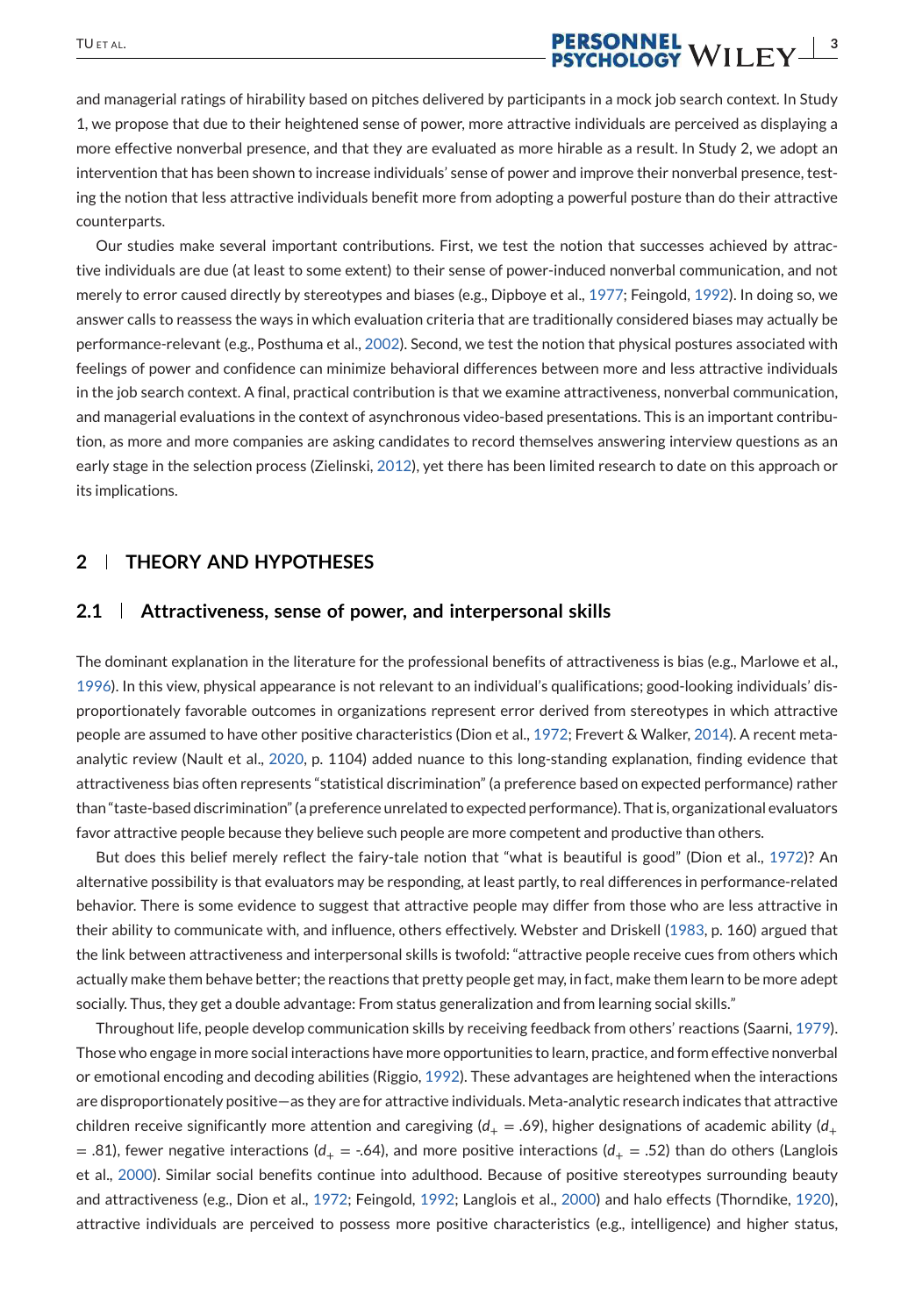and managerial ratings of hirability based on pitches delivered by participants in a mock job search context. In Study 1, we propose that due to their heightened sense of power, more attractive individuals are perceived as displaying a more effective nonverbal presence, and that they are evaluated as more hirable as a result. In Study 2, we adopt an intervention that has been shown to increase individuals' sense of power and improve their nonverbal presence, testing the notion that less attractive individuals benefit more from adopting a powerful posture than do their attractive counterparts.

Our studies make several important contributions. First, we test the notion that successes achieved by attractive individuals are due (at least to some extent) to their sense of power-induced nonverbal communication, and not merely to error caused directly by stereotypes and biases (e.g., Dipboye et al., 1977; Feingold, 1992). In doing so, we answer calls to reassess the ways in which evaluation criteria that are traditionally considered biases may actually be performance-relevant (e.g., Posthuma et al., 2002). Second, we test the notion that physical postures associated with feelings of power and confidence can minimize behavioral differences between more and less attractive individuals in the job search context. A final, practical contribution is that we examine attractiveness, nonverbal communication, and managerial evaluations in the context of asynchronous video-based presentations. This is an important contribution, as more and more companies are asking candidates to record themselves answering interview questions as an early stage in the selection process (Zielinski, 2012), yet there has been limited research to date on this approach or its implications.

## 2 | THEORY AND HYPOTHESES

### 2.1 | Attractiveness, sense of power, and interpersonal skills

The dominant explanation in the literature for the professional benefits of attractiveness is bias (e.g., Marlowe et al., 1996). In this view, physical appearance is not relevant to an individual's qualifications; good-looking individuals' disproportionately favorable outcomes in organizations represent error derived from stereotypes in which attractive people are assumed to have other positive characteristics (Dion et al., 1972; Frevert & Walker, 2014). A recent meta-analytic review (Nault et al., 2020, p. 1104) added nuance to this long-standing explanation, finding evidence that attractiveness bias often represents "statistical discrimination" (a preference based on expected performance) rather than "taste-based discrimination" (a preference unrelated to expected performance). That is, organizational evaluators favor attractive people because they believe such people are more competent and productive than others.

But does this belief merely reflect the fairy-tale notion that "what is beautiful is good" (Dion et al., 1972)? An alternative possibility is that evaluators may be responding, at least partly, to real differences in performance-related behavior. There is some evidence to suggest that attractive people may differ from those who are less attractive in their ability to communicate with, and influence, others effectively. Webster and Driskell (1983, p. 160) argued that the link between attractiveness and interpersonal skills is twofold: "attractive people receive cues from others which actually make them behave better; the reactions that pretty people get may, in fact, make them learn to be more adept socially. Thus, they get a double advantage: From status generalization and from learning social skills."

Throughout life, people develop communication skills by receiving feedback from others' reactions (Saarni, 1979). Those who engage in more social interactions have more opportunities to learn, practice, and form effective nonverbal or emotional encoding and decoding abilities (Riggio, 1992). These advantages are heightened when the interactions are disproportionately positive—as they are for attractive individuals. Meta-analytic research indicates that attractive children receive significantly more attention and caregiving ($d_+ = .69$), higher designations of academic ability ($d_+ = .81$), fewer negative interactions ($d_+ = -.64$), and more positive interactions ($d_+ = .52$) than do others (Langlois et al., 2000). Similar social benefits continue into adulthood. Because of positive stereotypes surrounding beauty and attractiveness (e.g., Dion et al., 1972; Feingold, 1992; Langlois et al., 2000) and halo effects (Thorndike, 1920), attractive individuals are perceived to possess more positive characteristics (e.g., intelligence) and higher status,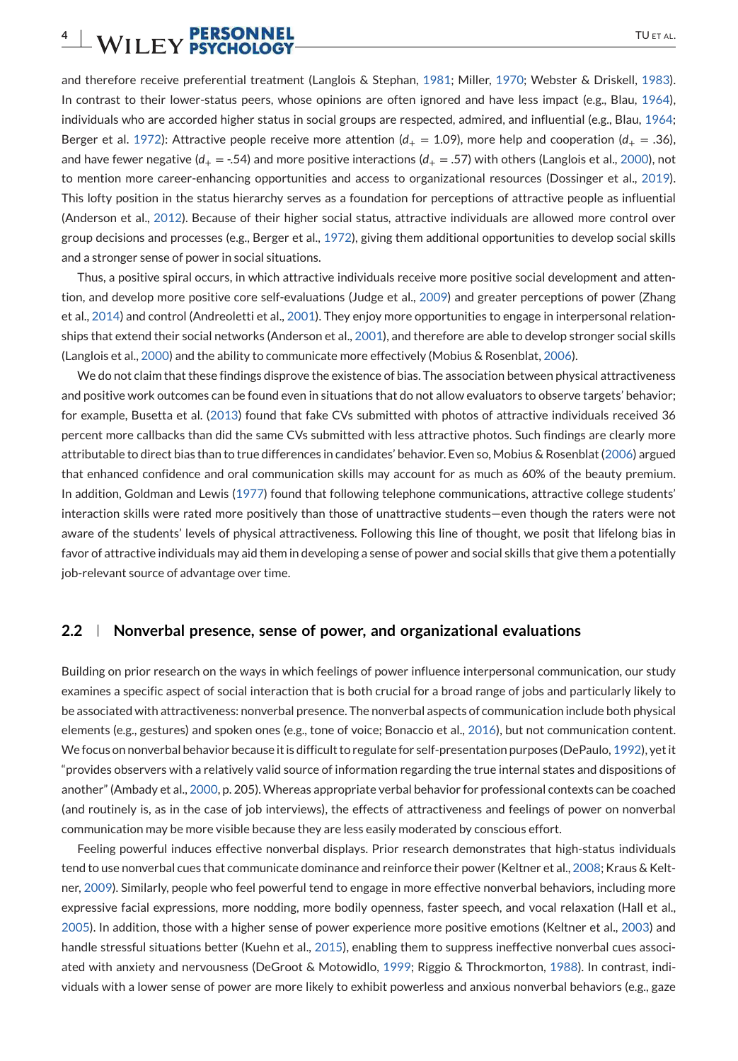and therefore receive preferential treatment (Langlois & Stephan, 1981; Miller, 1970; Webster & Driskell, 1983). In contrast to their lower-status peers, whose opinions are often ignored and have less impact (e.g., Blau, 1964), individuals who are accorded higher status in social groups are respected, admired, and influential (e.g., Blau, 1964; Berger et al. 1972): Attractive people receive more attention ($d_+ = 1.09$), more help and cooperation ($d_+ = .36$), and have fewer negative ($d_+ = -.54$) and more positive interactions ($d_+ = .57$) with others (Langlois et al., 2000), not to mention more career-enhancing opportunities and access to organizational resources (Dossinger et al., 2019). This lofty position in the status hierarchy serves as a foundation for perceptions of attractive people as influential (Anderson et al., 2012). Because of their higher social status, attractive individuals are allowed more control over group decisions and processes (e.g., Berger et al., 1972), giving them additional opportunities to develop social skills and a stronger sense of power in social situations.

Thus, a positive spiral occurs, in which attractive individuals receive more positive social development and attention, and develop more positive core self-evaluations (Judge et al., 2009) and greater perceptions of power (Zhang et al., 2014) and control (Andreoletti et al., 2001). They enjoy more opportunities to engage in interpersonal relationships that extend their social networks (Anderson et al., 2001), and therefore are able to develop stronger social skills (Langlois et al., 2000) and the ability to communicate more effectively (Mobius & Rosenblat, 2006).

We do not claim that these findings disprove the existence of bias. The association between physical attractiveness and positive work outcomes can be found even in situations that do not allow evaluators to observe targets' behavior; for example, Busetta et al. (2013) found that fake CVs submitted with photos of attractive individuals received 36 percent more callbacks than did the same CVs submitted with less attractive photos. Such findings are clearly more attributable to direct bias than to true differences in candidates' behavior. Even so, Mobius & Rosenblat (2006) argued that enhanced confidence and oral communication skills may account for as much as 60% of the beauty premium. In addition, Goldman and Lewis (1977) found that following telephone communications, attractive college students' interaction skills were rated more positively than those of unattractive students—even though the raters were not aware of the students' levels of physical attractiveness. Following this line of thought, we posit that lifelong bias in favor of attractive individuals may aid them in developing a sense of power and social skills that give them a potentially job-relevant source of advantage over time.

### 2.2 | Nonverbal presence, sense of power, and organizational evaluations

Building on prior research on the ways in which feelings of power influence interpersonal communication, our study examines a specific aspect of social interaction that is both crucial for a broad range of jobs and particularly likely to be associated with attractiveness: nonverbal presence. The nonverbal aspects of communication include both physical elements (e.g., gestures) and spoken ones (e.g., tone of voice; Bonaccio et al., 2016), but not communication content. We focus on nonverbal behavior because it is difficult to regulate for self-presentation purposes (DePaulo, 1992), yet it "provides observers with a relatively valid source of information regarding the true internal states and dispositions of another" (Ambady et al., 2000, p. 205). Whereas appropriate verbal behavior for professional contexts can be coached (and routinely is, as in the case of job interviews), the effects of attractiveness and feelings of power on nonverbal communication may be more visible because they are less easily moderated by conscious effort.

Feeling powerful induces effective nonverbal displays. Prior research demonstrates that high-status individuals tend to use nonverbal cues that communicate dominance and reinforce their power (Keltner et al., 2008; Kraus & Keltner, 2009). Similarly, people who feel powerful tend to engage in more effective nonverbal behaviors, including more expressive facial expressions, more nodding, more bodily openness, faster speech, and vocal relaxation (Hall et al., 2005). In addition, those with a higher sense of power experience more positive emotions (Keltner et al., 2003) and handle stressful situations better (Kuehn et al., 2015), enabling them to suppress ineffective nonverbal cues associated with anxiety and nervousness (DeGroot & Motowidlo, 1999; Riggio & Throckmorton, 1988). In contrast, individuals with a lower sense of power are more likely to exhibit powerless and anxious nonverbal behaviors (e.g., gaze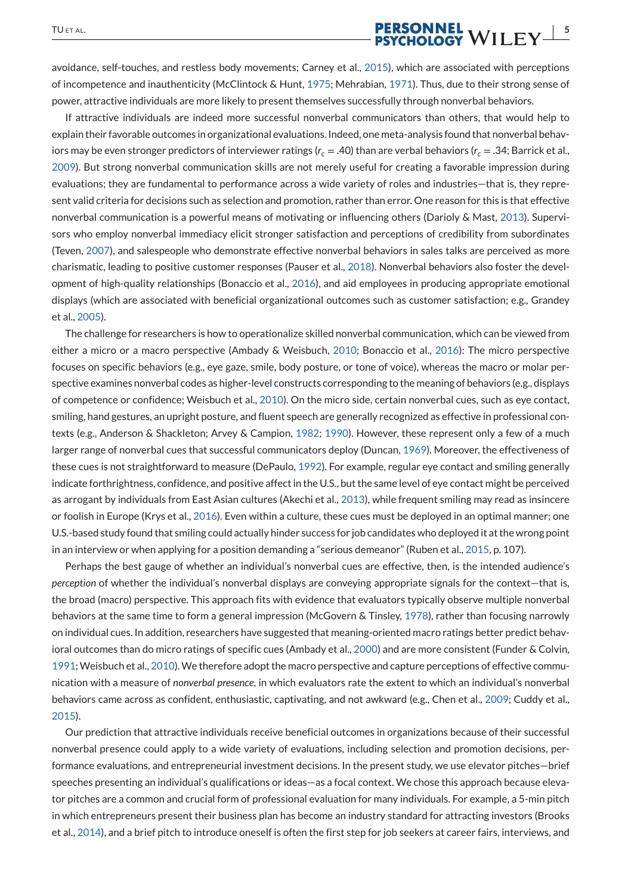avoidance, self-touches, and restless body movements; Carney et al., 2015), which are associated with perceptions of incompetence and inauthenticity (McClintock & Hunt, 1975; Mehrabian, 1971). Thus, due to their strong sense of power, attractive individuals are more likely to present themselves successfully through nonverbal behaviors.

If attractive individuals are indeed more successful nonverbal communicators than others, that would help to explain their favorable outcomes in organizational evaluations. Indeed, one meta-analysis found that nonverbal behaviors may be even stronger predictors of interviewer ratings ($r_c = .40$) than are verbal behaviors ($r_c = .34$; Barrick et al., 2009). But strong nonverbal communication skills are not merely useful for creating a favorable impression during evaluations; they are fundamental to performance across a wide variety of roles and industries—that is, they represent valid criteria for decisions such as selection and promotion, rather than error. One reason for this is that effective nonverbal communication is a powerful means of motivating or influencing others (Darioly & Mast, 2013). Supervisors who employ nonverbal immediacy elicit stronger satisfaction and perceptions of credibility from subordinates (Teven, 2007), and salespeople who demonstrate effective nonverbal behaviors in sales talks are perceived as more charismatic, leading to positive customer responses (Pauser et al., 2018). Nonverbal behaviors also foster the development of high-quality relationships (Bonaccio et al., 2016), and aid employees in producing appropriate emotional displays (which are associated with beneficial organizational outcomes such as customer satisfaction; e.g., Grandey et al., 2005).

The challenge for researchers is how to operationalize skilled nonverbal communication, which can be viewed from either a micro or a macro perspective (Ambady & Weisbuch, 2010; Bonaccio et al., 2016): The micro perspective focuses on specific behaviors (e.g., eye gaze, smile, body posture, or tone of voice), whereas the macro or molar perspective examines nonverbal codes as higher-level constructs corresponding to the meaning of behaviors (e.g., displays of competence or confidence; Weisbuch et al., 2010). On the micro side, certain nonverbal cues, such as eye contact, smiling, hand gestures, an upright posture, and fluent speech are generally recognized as effective in professional contexts (e.g., Anderson & Shackleton; Arvey & Campion, 1982; 1990). However, these represent only a few of a much larger range of nonverbal cues that successful communicators deploy (Duncan, 1969). Moreover, the effectiveness of these cues is not straightforward to measure (DePaulo, 1992). For example, regular eye contact and smiling generally indicate forthrightness, confidence, and positive affect in the U.S., but the same level of eye contact might be perceived as arrogant by individuals from East Asian cultures (Akechi et al., 2013), while frequent smiling may read as insincere or foolish in Europe (Krys et al., 2016). Even within a culture, these cues must be deployed in an optimal manner; one U.S.-based study found that smiling could actually hinder success for job candidates who deployed it at the wrong point in an interview or when applying for a position demanding a "serious demeanor" (Ruben et al., 2015, p. 107).

Perhaps the best gauge of whether an individual's nonverbal cues are effective, then, is the intended audience's *perception* of whether the individual's nonverbal displays are conveying appropriate signals for the context—that is, the broad (macro) perspective. This approach fits with evidence that evaluators typically observe multiple nonverbal behaviors at the same time to form a general impression (McGovern & Tinsley, 1978), rather than focusing narrowly on individual cues. In addition, researchers have suggested that meaning-oriented macro ratings better predict behavioral outcomes than do micro ratings of specific cues (Ambady et al., 2000) and are more consistent (Funder & Colvin, 1991; Weisbuch et al., 2010). We therefore adopt the macro perspective and capture perceptions of effective communication with a measure of *nonverbal presence*, in which evaluators rate the extent to which an individual's nonverbal behaviors came across as confident, enthusiastic, captivating, and not awkward (e.g., Chen et al., 2009; Cuddy et al., 2015).

Our prediction that attractive individuals receive beneficial outcomes in organizations because of their successful nonverbal presence could apply to a wide variety of evaluations, including selection and promotion decisions, performance evaluations, and entrepreneurial investment decisions. In the present study, we use elevator pitches—brief speeches presenting an individual's qualifications or ideas—as a focal context. We chose this approach because elevator pitches are a common and crucial form of professional evaluation for many individuals. For example, a 5-min pitch in which entrepreneurs present their business plan has become an industry standard for attracting investors (Brooks et al., 2014), and a brief pitch to introduce oneself is often the first step for job seekers at career fairs, interviews, and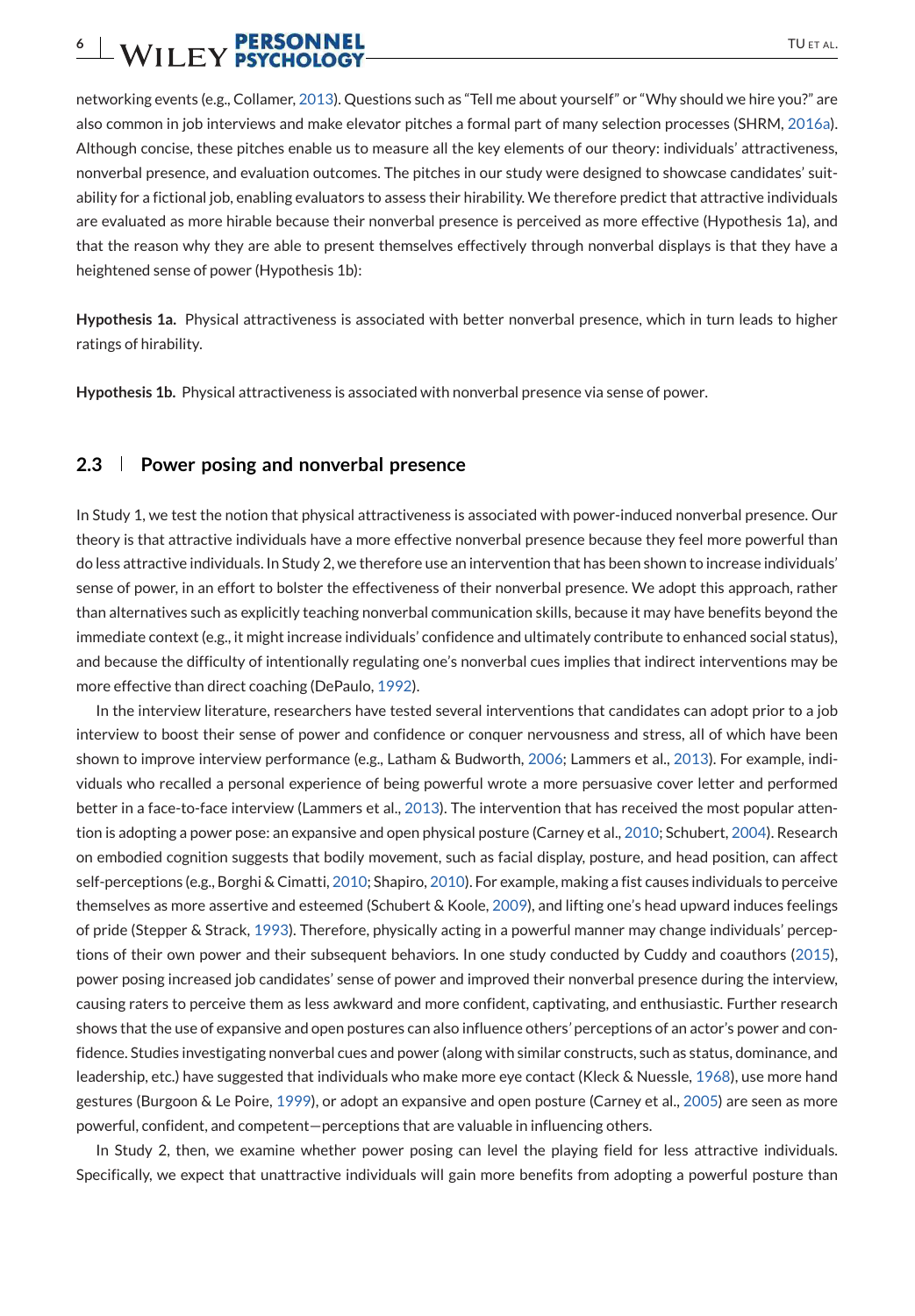networking events (e.g., Collamer, 2013). Questions such as "Tell me about yourself" or "Why should we hire you?" are also common in job interviews and make elevator pitches a formal part of many selection processes (SHRM, 2016a). Although concise, these pitches enable us to measure all the key elements of our theory: individuals' attractiveness, nonverbal presence, and evaluation outcomes. The pitches in our study were designed to showcase candidates' suitability for a fictional job, enabling evaluators to assess their hirability. We therefore predict that attractive individuals are evaluated as more hirable because their nonverbal presence is perceived as more effective (Hypothesis 1a), and that the reason why they are able to present themselves effectively through nonverbal displays is that they have a heightened sense of power (Hypothesis 1b):

**Hypothesis 1a.** Physical attractiveness is associated with better nonverbal presence, which in turn leads to higher ratings of hirability.

**Hypothesis 1b.** Physical attractiveness is associated with nonverbal presence via sense of power.

## 2.3 Power posing and nonverbal presence

In Study 1, we test the notion that physical attractiveness is associated with power-induced nonverbal presence. Our theory is that attractive individuals have a more effective nonverbal presence because they feel more powerful than do less attractive individuals. In Study 2, we therefore use an intervention that has been shown to increase individuals' sense of power, in an effort to bolster the effectiveness of their nonverbal presence. We adopt this approach, rather than alternatives such as explicitly teaching nonverbal communication skills, because it may have benefits beyond the immediate context (e.g., it might increase individuals' confidence and ultimately contribute to enhanced social status), and because the difficulty of intentionally regulating one's nonverbal cues implies that indirect interventions may be more effective than direct coaching (DePaulo, 1992).

In the interview literature, researchers have tested several interventions that candidates can adopt prior to a job interview to boost their sense of power and confidence or conquer nervousness and stress, all of which have been shown to improve interview performance (e.g., Latham & Budworth, 2006; Lammers et al., 2013). For example, individuals who recalled a personal experience of being powerful wrote a more persuasive cover letter and performed better in a face-to-face interview (Lammers et al., 2013). The intervention that has received the most popular attention is adopting a power pose: an expansive and open physical posture (Carney et al., 2010; Schubert, 2004). Research on embodied cognition suggests that bodily movement, such as facial display, posture, and head position, can affect self-perceptions (e.g., Borghi & Cimatti, 2010; Shapiro, 2010). For example, making a fist causes individuals to perceive themselves as more assertive and esteemed (Schubert & Koole, 2009), and lifting one's head upward induces feelings of pride (Stepper & Strack, 1993). Therefore, physically acting in a powerful manner may change individuals' perceptions of their own power and their subsequent behaviors. In one study conducted by Cuddy and coauthors (2015), power posing increased job candidates' sense of power and improved their nonverbal presence during the interview, causing raters to perceive them as less awkward and more confident, captivating, and enthusiastic. Further research shows that the use of expansive and open postures can also influence others' perceptions of an actor's power and confidence. Studies investigating nonverbal cues and power (along with similar constructs, such as status, dominance, and leadership, etc.) have suggested that individuals who make more eye contact (Kleck & Nuessle, 1968), use more hand gestures (Burgoon & Le Poire, 1999), or adopt an expansive and open posture (Carney et al., 2005) are seen as more powerful, confident, and competent—perceptions that are valuable in influencing others.

In Study 2, then, we examine whether power posing can level the playing field for less attractive individuals. Specifically, we expect that unattractive individuals will gain more benefits from adopting a powerful posture than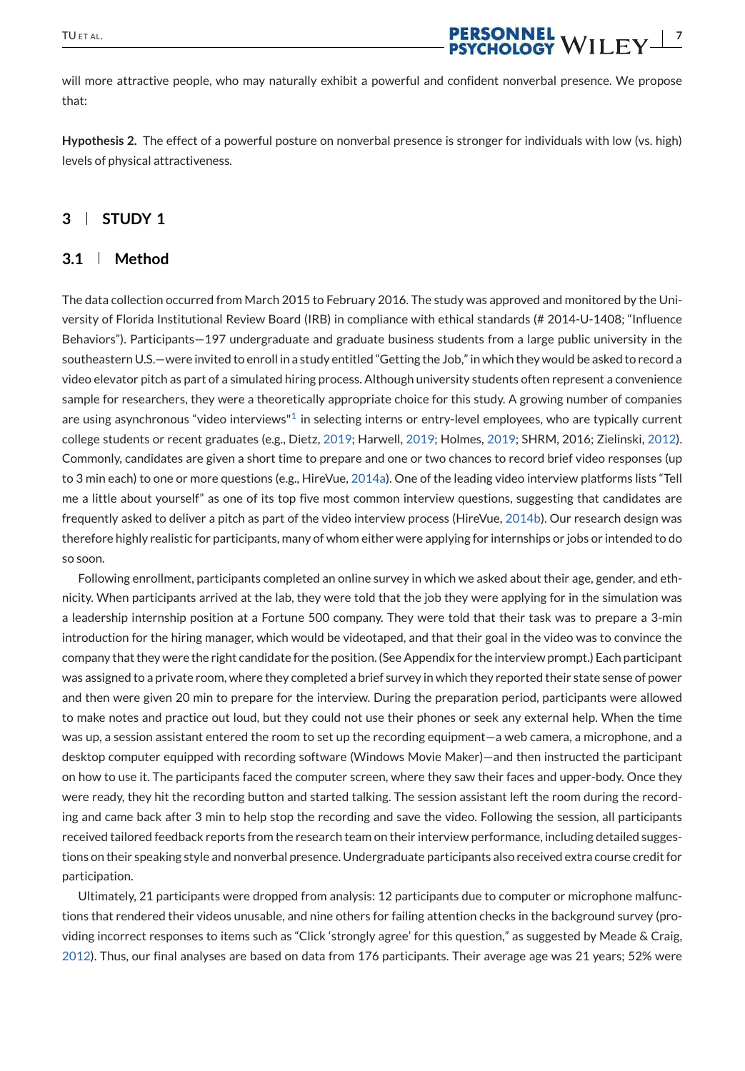will more attractive people, who may naturally exhibit a powerful and confident nonverbal presence. We propose that:

**Hypothesis 2.** The effect of a powerful posture on nonverbal presence is stronger for individuals with low (vs. high) levels of physical attractiveness.

## 3 | STUDY 1

### 3.1 | Method

The data collection occurred from March 2015 to February 2016. The study was approved and monitored by the University of Florida Institutional Review Board (IRB) in compliance with ethical standards (# 2014-U-1408; "Influence Behaviors"). Participants—197 undergraduate and graduate business students from a large public university in the southeastern U.S.—were invited to enroll in a study entitled "Getting the Job," in which they would be asked to record a video elevator pitch as part of a simulated hiring process. Although university students often represent a convenience sample for researchers, they were a theoretically appropriate choice for this study. A growing number of companies are using asynchronous "video interviews"[1] in selecting interns or entry-level employees, who are typically current college students or recent graduates (e.g., Dietz, 2019; Harwell, 2019; Holmes, 2019; SHRM, 2016; Zielinski, 2012). Commonly, candidates are given a short time to prepare and one or two chances to record brief video responses (up to 3 min each) to one or more questions (e.g., HireVue, 2014a). One of the leading video interview platforms lists "Tell me a little about yourself" as one of its top five most common interview questions, suggesting that candidates are frequently asked to deliver a pitch as part of the video interview process (HireVue, 2014b). Our research design was therefore highly realistic for participants, many of whom either were applying for internships or jobs or intended to do so soon.

Following enrollment, participants completed an online survey in which we asked about their age, gender, and ethnicity. When participants arrived at the lab, they were told that the job they were applying for in the simulation was a leadership internship position at a Fortune 500 company. They were told that their task was to prepare a 3-min introduction for the hiring manager, which would be videotaped, and that their goal in the video was to convince the company that they were the right candidate for the position. (See Appendix for the interview prompt.) Each participant was assigned to a private room, where they completed a brief survey in which they reported their state sense of power and then were given 20 min to prepare for the interview. During the preparation period, participants were allowed to make notes and practice out loud, but they could not use their phones or seek any external help. When the time was up, a session assistant entered the room to set up the recording equipment—a web camera, a microphone, and a desktop computer equipped with recording software (Windows Movie Maker)—and then instructed the participant on how to use it. The participants faced the computer screen, where they saw their faces and upper-body. Once they were ready, they hit the recording button and started talking. The session assistant left the room during the recording and came back after 3 min to help stop the recording and save the video. Following the session, all participants received tailored feedback reports from the research team on their interview performance, including detailed suggestions on their speaking style and nonverbal presence. Undergraduate participants also received extra course credit for participation.

Ultimately, 21 participants were dropped from analysis: 12 participants due to computer or microphone malfunctions that rendered their videos unusable, and nine others for failing attention checks in the background survey (providing incorrect responses to items such as "Click 'strongly agree' for this question," as suggested by Meade & Craig, 2012). Thus, our final analyses are based on data from 176 participants. Their average age was 21 years; 52% were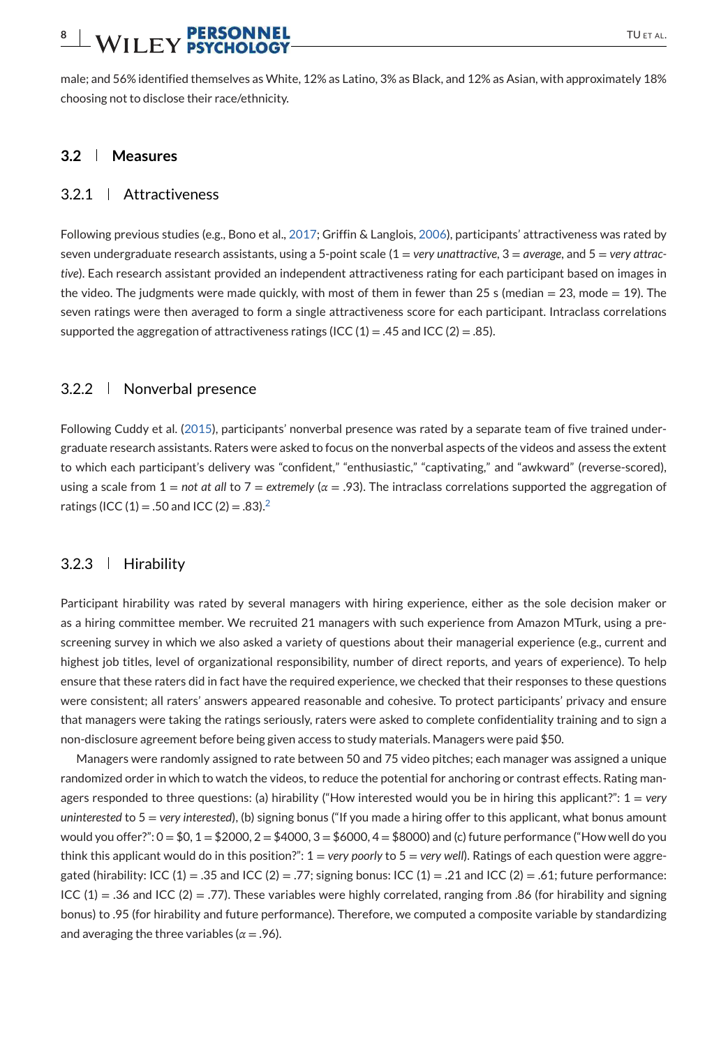male; and 56% identified themselves as White, 12% as Latino, 3% as Black, and 12% as Asian, with approximately 18% choosing not to disclose their race/ethnicity.

## 3.2 Measures

### 3.2.1 Attractiveness

Following previous studies (e.g., Bono et al., 2017; Griffin & Langlois, 2006), participants' attractiveness was rated by seven undergraduate research assistants, using a 5-point scale (1 = *very unattractive*, 3 = *average*, and 5 = *very attractive*). Each research assistant provided an independent attractiveness rating for each participant based on images in the video. The judgments were made quickly, with most of them in fewer than 25 s (median = 23, mode = 19). The seven ratings were then averaged to form a single attractiveness score for each participant. Intraclass correlations supported the aggregation of attractiveness ratings (ICC (1) = .45 and ICC (2) = .85).

### 3.2.2 Nonverbal presence

Following Cuddy et al. (2015), participants' nonverbal presence was rated by a separate team of five trained undergraduate research assistants. Raters were asked to focus on the nonverbal aspects of the videos and assess the extent to which each participant's delivery was "confident," "enthusiastic," "captivating," and "awkward" (reverse-scored), using a scale from 1 = *not at all* to 7 = *extremely* ($\alpha$ = .93). The intraclass correlations supported the aggregation of ratings (ICC (1) = .50 and ICC (2) = .83).[2]

### 3.2.3 Hirability

Participant hirability was rated by several managers with hiring experience, either as the sole decision maker or as a hiring committee member. We recruited 21 managers with such experience from Amazon MTurk, using a prescreening survey in which we also asked a variety of questions about their managerial experience (e.g., current and highest job titles, level of organizational responsibility, number of direct reports, and years of experience). To help ensure that these raters did in fact have the required experience, we checked that their responses to these questions were consistent; all raters' answers appeared reasonable and cohesive. To protect participants' privacy and ensure that managers were taking the ratings seriously, raters were asked to complete confidentiality training and to sign a non-disclosure agreement before being given access to study materials. Managers were paid $50.

Managers were randomly assigned to rate between 50 and 75 video pitches; each manager was assigned a unique randomized order in which to watch the videos, to reduce the potential for anchoring or contrast effects. Rating managers responded to three questions: (a) hirability ("How interested would you be in hiring this applicant?": 1 = *very uninterested* to 5 = *very interested*), (b) signing bonus ("If you made a hiring offer to this applicant, what bonus amount would you offer?": 0 = $0, 1 = $2000, 2 = $4000, 3 = $6000, 4 = $8000) and (c) future performance ("How well do you think this applicant would do in this position?": 1 = *very poorly* to 5 = *very well*). Ratings of each question were aggregated (hirability: ICC (1) = .35 and ICC (2) = .77; signing bonus: ICC (1) = .21 and ICC (2) = .61; future performance: ICC (1) = .36 and ICC (2) = .77). These variables were highly correlated, ranging from .86 (for hirability and signing bonus) to .95 (for hirability and future performance). Therefore, we computed a composite variable by standardizing and averaging the three variables ($\alpha$ = .96).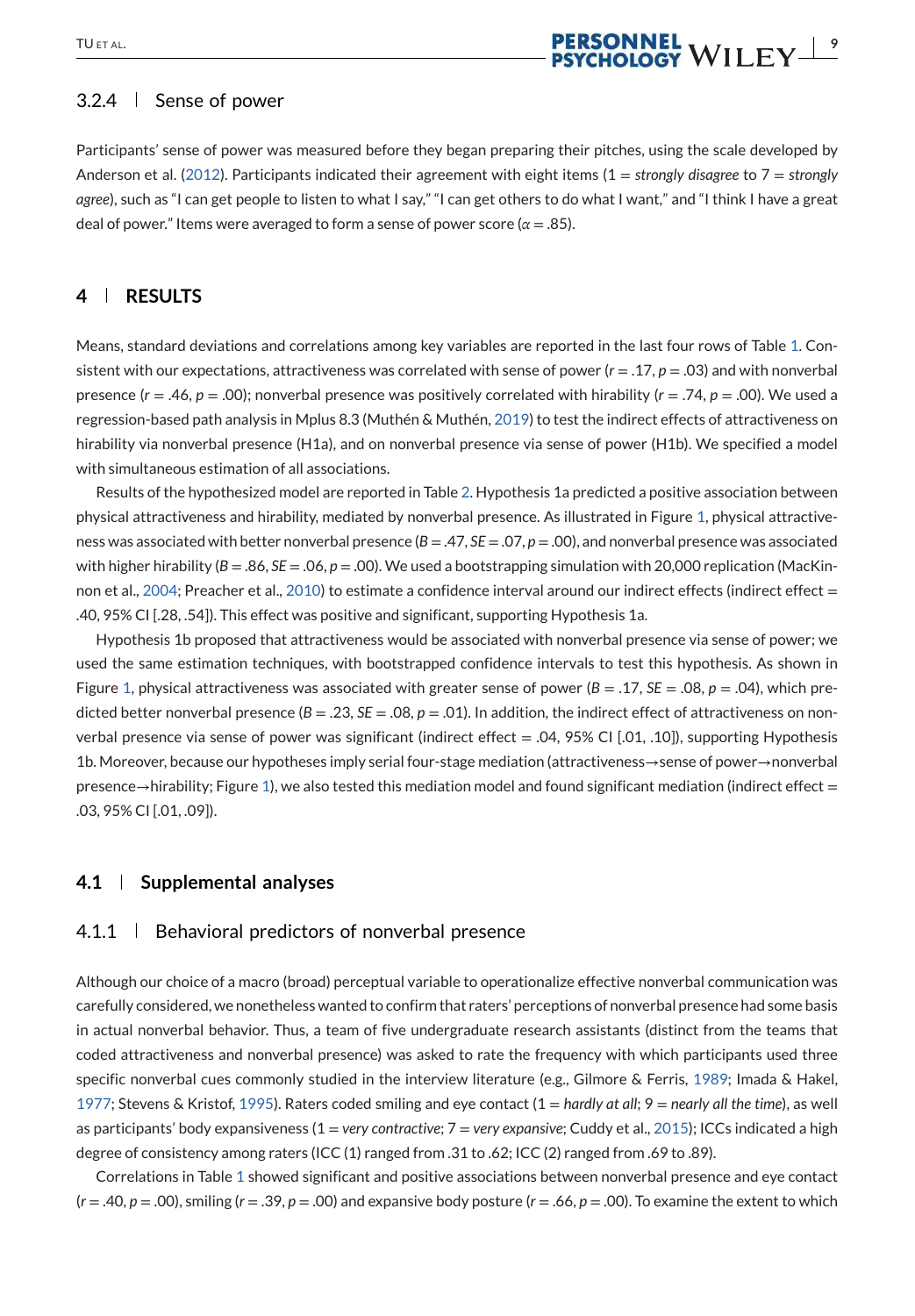### 3.2.4 | Sense of power

Participants' sense of power was measured before they began preparing their pitches, using the scale developed by Anderson et al. (2012). Participants indicated their agreement with eight items (1 = *strongly disagree* to 7 = *strongly agree*), such as "I can get people to listen to what I say," "I can get others to do what I want," and "I think I have a great deal of power." Items were averaged to form a sense of power score ($\alpha = .85$).

## 4 | RESULTS

Means, standard deviations and correlations among key variables are reported in the last four rows of Table 1. Consistent with our expectations, attractiveness was correlated with sense of power ($r = .17$, $p = .03$) and with nonverbal presence ($r = .46$, $p = .00$); nonverbal presence was positively correlated with hirability ($r = .74$, $p = .00$). We used a regression-based path analysis in Mplus 8.3 (Muthén & Muthén, 2019) to test the indirect effects of attractiveness on hirability via nonverbal presence (H1a), and on nonverbal presence via sense of power (H1b). We specified a model with simultaneous estimation of all associations.

Results of the hypothesized model are reported in Table 2. Hypothesis 1a predicted a positive association between physical attractiveness and hirability, mediated by nonverbal presence. As illustrated in Figure 1, physical attractiveness was associated with better nonverbal presence ($B = .47$, $SE = .07$, $p = .00$), and nonverbal presence was associated with higher hirability ($B = .86$, $SE = .06$, $p = .00$). We used a bootstrapping simulation with 20,000 replication (MacKinnon et al., 2004; Preacher et al., 2010) to estimate a confidence interval around our indirect effects (indirect effect = .40, 95% CI [.28, .54]). This effect was positive and significant, supporting Hypothesis 1a.

Hypothesis 1b proposed that attractiveness would be associated with nonverbal presence via sense of power; we used the same estimation techniques, with bootstrapped confidence intervals to test this hypothesis. As shown in Figure 1, physical attractiveness was associated with greater sense of power ($B = .17$, $SE = .08$, $p = .04$), which predicted better nonverbal presence ($B = .23$, $SE = .08$, $p = .01$). In addition, the indirect effect of attractiveness on nonverbal presence via sense of power was significant (indirect effect = .04, 95% CI [.01, .10]), supporting Hypothesis 1b. Moreover, because our hypotheses imply serial four-stage mediation (attractiveness→sense of power→nonverbal presence→hirability; Figure 1), we also tested this mediation model and found significant mediation (indirect effect = .03, 95% CI [.01, .09]).

### 4.1 | Supplemental analyses

#### 4.1.1 | Behavioral predictors of nonverbal presence

Although our choice of a macro (broad) perceptual variable to operationalize effective nonverbal communication was carefully considered, we nonetheless wanted to confirm that raters' perceptions of nonverbal presence had some basis in actual nonverbal behavior. Thus, a team of five undergraduate research assistants (distinct from the teams that coded attractiveness and nonverbal presence) was asked to rate the frequency with which participants used three specific nonverbal cues commonly studied in the interview literature (e.g., Gilmore & Ferris, 1989; Imada & Hakel, 1977; Stevens & Kristof, 1995). Raters coded smiling and eye contact (1 = *hardly at all*; 9 = *nearly all the time*), as well as participants' body expansiveness (1 = *very contractive*; 7 = *very expansive*; Cuddy et al., 2015); ICCs indicated a high degree of consistency among raters (ICC (1) ranged from .31 to .62; ICC (2) ranged from .69 to .89).

Correlations in Table 1 showed significant and positive associations between nonverbal presence and eye contact ($r = .40$, $p = .00$), smiling ($r = .39$, $p = .00$) and expansive body posture ($r = .66$, $p = .00$). To examine the extent to which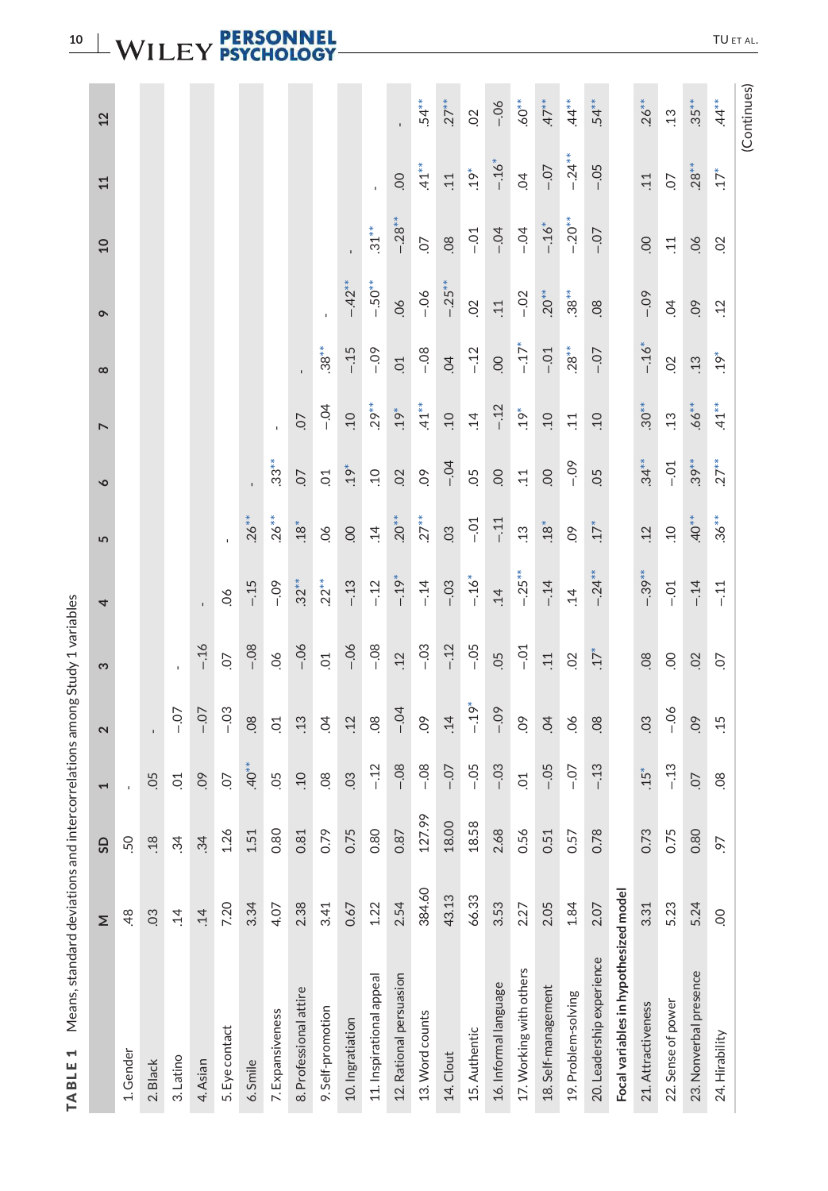**TABLE 1** Means, standard deviations and intercorrelations among Study 1 variables

| | M | SD | 1 | 2 | 3 | 4 | 5 | 6 | 7 | 8 | 9 | 10 | 11 | 12 |
|---|---|---|---|---|---|---|---|---|---|---|---|---|---|---|
| 1. Gender | .48 | .50 | - | | | | | | | | | | | |
| 2. Black | .03 | .18 | .05 | - | | | | | | | | | | |
| 3. Latino | .14 | .34 | .01 | −.07 | - | | | | | | | | | |
| 4. Asian | .14 | .34 | .09 | −.07 | −.16 | - | | | | | | | | |
| 5. Eye contact | 7.20 | 1.26 | .07 | −.03 | .07 | .06 | - | | | | | | | |
| 6. Smile | 3.34 | 1.51 | .40** | .08 | −.08 | −.15 | .26** | - | | | | | | |
| 7. Expansiveness | 4.07 | 0.80 | .05 | .01 | .06 | −.09 | .26** | .33** | - | | | | | |
| 8. Professional attire | 2.38 | 0.81 | .10 | .13 | −.06 | .32** | .18* | .07 | .07 | - | | | | |
| 9. Self-promotion | 3.41 | 0.79 | .08 | .04 | .01 | .22** | .06 | .01 | −.04 | .38** | - | | | |
| 10. Ingratiation | 0.67 | 0.75 | .03 | .12 | −.06 | −.13 | .00 | .19* | .10 | −.15 | −.42** | - | | |
| 11. Inspirational appeal | 1.22 | 0.80 | −.12 | .08 | −.08 | −.12 | .14 | .10 | .29** | −.09 | −.50** | .31** | - | |
| 12. Rational persuasion | 2.54 | 0.87 | −.08 | −.04 | .12 | −.19* | .20** | .02 | .19* | .01 | .06 | −.28** | .00 | - |
| 13. Word counts | 384.60 | 127.99 | −.08 | .09 | −.03 | −.14 | .27** | .09 | .41** | −.08 | −.06 | .07 | .41** | .54** |
| 14. Clout | 43.13 | 18.00 | −.07 | .14 | −.12 | −.03 | .03 | −.04 | .10 | .04 | −.25** | .08 | .11 | .27** |
| 15. Authentic | 66.33 | 18.58 | −.05 | −.19* | −.05 | −.16* | −.01 | .05 | .14 | −.12 | .02 | −.01 | .19* | .02 |
| 16. Informal language | 3.53 | 2.68 | −.03 | −.09 | .05 | .14 | −.11 | .00 | −.12 | .00 | .11 | −.04 | −.16* | −.06 |
| 17. Working with others | 2.27 | 0.56 | .01 | .09 | −.01 | −.25** | .13 | .11 | .19* | −.17* | −.02 | −.04 | .04 | .60** |
| 18. Self-management | 2.05 | 0.51 | −.05 | .04 | .11 | −.14 | .18* | .00 | .10 | −.01 | .20** | −.16* | −.07 | .47** |
| 19. Problem-solving | 1.84 | 0.57 | −.07 | .06 | .02 | .14 | .09 | −.09 | .11 | .28** | .38** | −.20** | −.24** | .44** |
| 20. Leadership experience | 2.07 | 0.78 | −.13 | .08 | .17* | −.24** | .17* | .05 | .10 | −.07 | .08 | −.07 | −.05 | .54** |
| **Focal variables in hypothesized model** | | | | | | | | | | | | | | |
| 21. Attractiveness | 3.31 | 0.73 | .15* | .03 | .08 | −.39** | .12 | .34** | .30** | −.16* | −.09 | .00 | .11 | .26** |
| 22. Sense of power | 5.23 | 0.75 | −.13 | −.06 | .00 | −.01 | .10 | −.01 | .13 | .02 | .04 | .11 | .07 | .13 |
| 23. Nonverbal presence | 5.24 | 0.80 | .07 | .09 | .02 | −.14 | .40** | .39** | .66** | .13 | .09 | .06 | .28** | .35** |
| 24. Hirability | .00 | .97 | .08 | .15 | .07 | −.11 | .36** | .27** | .41** | .19* | .12 | .02 | .17* | .44** |

(Continues)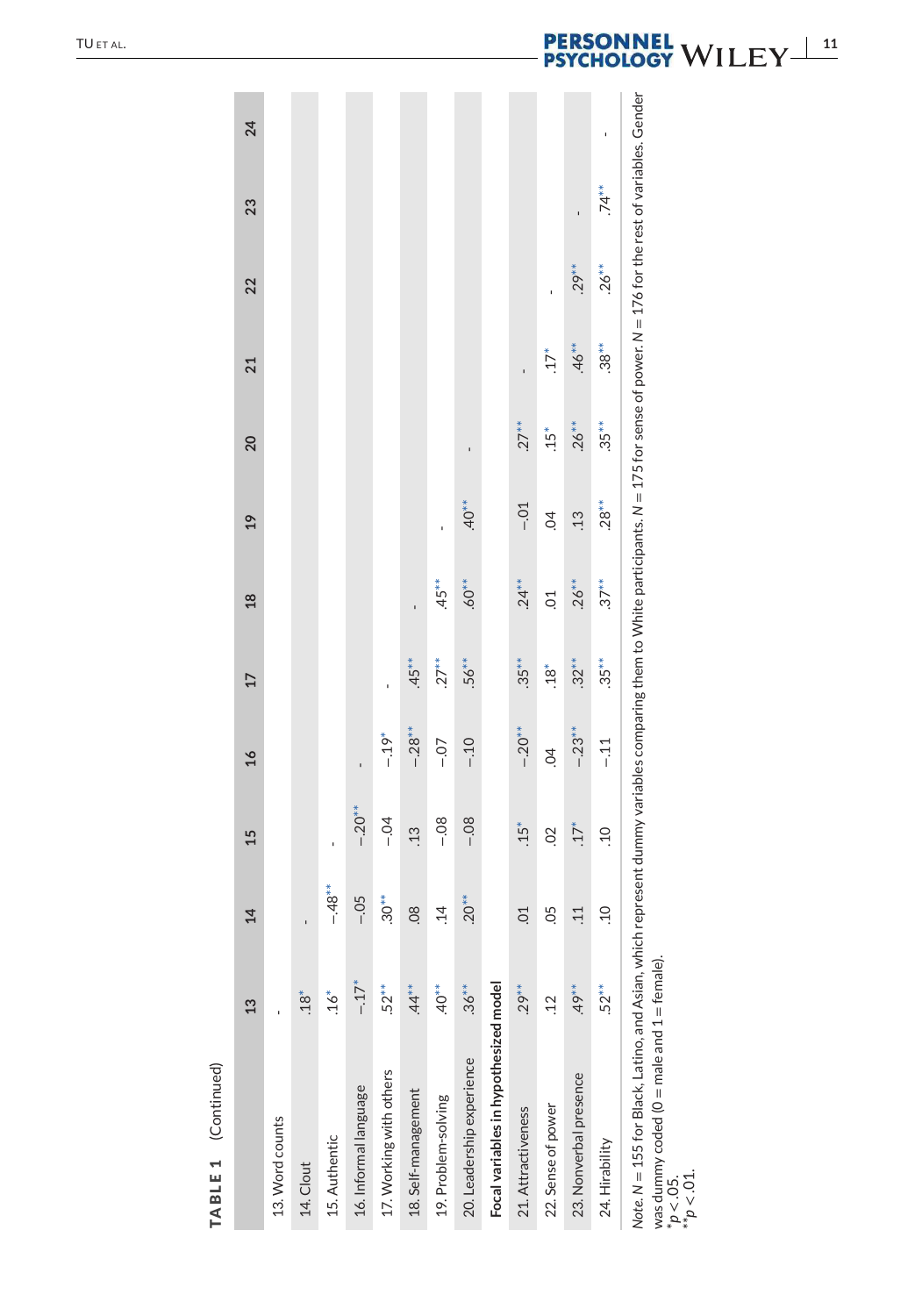**TABLE 1** (Continued)

| | 13 | 14 | 15 | 16 | 17 | 18 | 19 | 20 | 21 | 22 | 23 | 24 |
|---|---|---|---|---|---|---|---|---|---|---|---|---|
| 13. Word counts | - | | | | | | | | | | | |
| 14. Clout | .18* | - | | | | | | | | | | |
| 15. Authentic | .16* | −.48** | - | | | | | | | | | |
| 16. Informal language | −.17* | −.05 | −.20** | - | | | | | | | | |
| 17. Working with others | .52** | .30** | −.04 | −.19* | - | | | | | | | |
| 18. Self-management | .44** | .08 | .13 | −.28** | .45** | - | | | | | | |
| 19. Problem-solving | .40** | .14 | −.08 | −.07 | .27** | .45** | - | | | | | |
| 20. Leadership experience | .36** | .20** | −.08 | −.10 | .56** | .60** | .40** | - | | | | |
| **Focal variables in hypothesized model** | | | | | | | | | | | | |
| 21. Attractiveness | .29** | .01 | .15* | −.20** | .35** | .24** | −.01 | .27** | - | | | |
| 22. Sense of power | .12 | .05 | .02 | .04 | .18* | .01 | .04 | .15* | .17* | - | | |
| 23. Nonverbal presence | .49** | .11 | .17* | −.23** | .32** | .26** | .13 | .26** | .46** | .29** | - | |
| 24. Hirability | .52** | .10 | .10 | −.11 | .35** | .37** | .28** | .35** | .38** | .26** | .74** | - |

*Note*. $N = 155$ for Black, Latino, and Asian, which represent dummy variables comparing them to White participants. $N = 175$ for sense of power. $N = 176$ for the rest of variables. Gender was dummy coded (0 = male and 1 = female).

*$p < .05$.

**$p < .01$.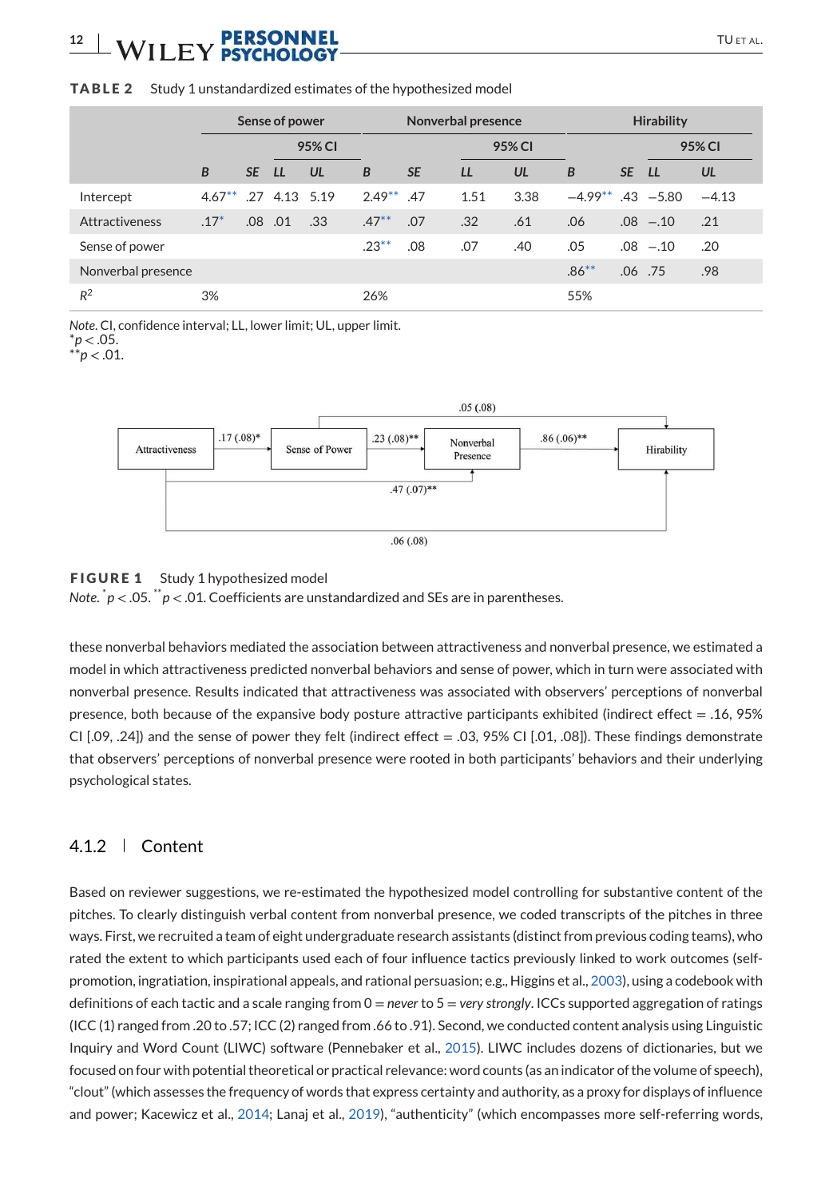**TABLE 2** Study 1 unstandardized estimates of the hypothesized model

| | Sense of power | | | | Nonverbal presence | | | | Hirability | | | |
|---|---|---|---|---|---|---|---|---|---|---|---|---|
| | | | 95% CI | | | | 95% CI | | | | 95% CI | |
| | *B* | *SE* | *LL* | *UL* | *B* | *SE* | *LL* | *UL* | *B* | *SE* | *LL* | *UL* |
| Intercept | 4.67** | .27 | 4.13 | 5.19 | 2.49** | .47 | 1.51 | 3.38 | −4.99** | .43 | −5.80 | −4.13 |
| Attractiveness | .17* | .08 | .01 | .33 | .47** | .07 | .32 | .61 | .06 | .08 | −.10 | .21 |
| Sense of power | | | | | .23** | .08 | .07 | .40 | .05 | .08 | −.10 | .20 |
| Nonverbal presence | | | | | | | | | .86** | .06 | .75 | .98 |
| $R^2$ | 3% | | | | 26% | | | | 55% | | | |

*Note.* CI, confidence interval; LL, lower limit; UL, upper limit.
*$p < .05$.
**$p < .01$.

**FIGURE 1** Study 1 hypothesized model
*Note.* *$p < .05$. **$p < .01$. Coefficients are unstandardized and SEs are in parentheses.

these nonverbal behaviors mediated the association between attractiveness and nonverbal presence, we estimated a model in which attractiveness predicted nonverbal behaviors and sense of power, which in turn were associated with nonverbal presence. Results indicated that attractiveness was associated with observers' perceptions of nonverbal presence, both because of the expansive body posture attractive participants exhibited (indirect effect = .16, 95% CI [.09, .24]) and the sense of power they felt (indirect effect = .03, 95% CI [.01, .08]). These findings demonstrate that observers' perceptions of nonverbal presence were rooted in both participants' behaviors and their underlying psychological states.

### 4.1.2 | Content

Based on reviewer suggestions, we re-estimated the hypothesized model controlling for substantive content of the pitches. To clearly distinguish verbal content from nonverbal presence, we coded transcripts of the pitches in three ways. First, we recruited a team of eight undergraduate research assistants (distinct from previous coding teams), who rated the extent to which participants used each of four influence tactics previously linked to work outcomes (self-promotion, ingratiation, inspirational appeals, and rational persuasion; e.g., Higgins et al., 2003), using a codebook with definitions of each tactic and a scale ranging from 0 = *never* to 5 = *very strongly*. ICCs supported aggregation of ratings (ICC (1) ranged from .20 to .57; ICC (2) ranged from .66 to .91). Second, we conducted content analysis using Linguistic Inquiry and Word Count (LIWC) software (Pennebaker et al., 2015). LIWC includes dozens of dictionaries, but we focused on four with potential theoretical or practical relevance: word counts (as an indicator of the volume of speech), "clout" (which assesses the frequency of words that express certainty and authority, as a proxy for displays of influence and power; Kacewicz et al., 2014; Lanaj et al., 2019), "authenticity" (which encompasses more self-referring words,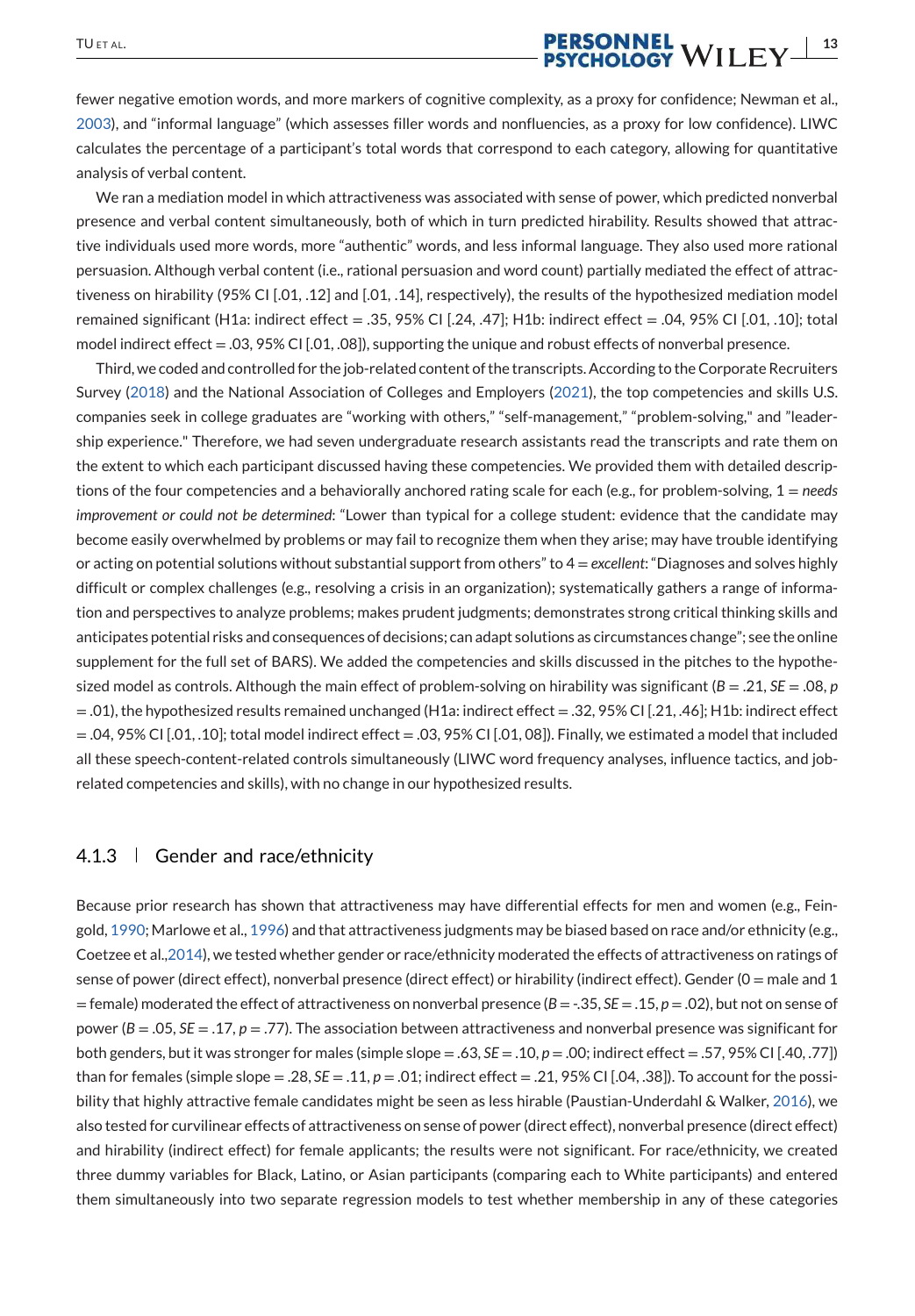fewer negative emotion words, and more markers of cognitive complexity, as a proxy for confidence; Newman et al., 2003), and "informal language" (which assesses filler words and nonfluencies, as a proxy for low confidence). LIWC calculates the percentage of a participant's total words that correspond to each category, allowing for quantitative analysis of verbal content.

We ran a mediation model in which attractiveness was associated with sense of power, which predicted nonverbal presence and verbal content simultaneously, both of which in turn predicted hirability. Results showed that attractive individuals used more words, more "authentic" words, and less informal language. They also used more rational persuasion. Although verbal content (i.e., rational persuasion and word count) partially mediated the effect of attractiveness on hirability (95% CI [.01, .12] and [.01, .14], respectively), the results of the hypothesized mediation model remained significant (H1a: indirect effect = .35, 95% CI [.24, .47]; H1b: indirect effect = .04, 95% CI [.01, .10]; total model indirect effect = .03, 95% CI [.01, .08]), supporting the unique and robust effects of nonverbal presence.

Third, we coded and controlled for the job-related content of the transcripts. According to the Corporate Recruiters Survey (2018) and the National Association of Colleges and Employers (2021), the top competencies and skills U.S. companies seek in college graduates are "working with others," "self-management," "problem-solving," and "leadership experience." Therefore, we had seven undergraduate research assistants read the transcripts and rate them on the extent to which each participant discussed having these competencies. We provided them with detailed descriptions of the four competencies and a behaviorally anchored rating scale for each (e.g., for problem-solving, 1 = *needs improvement or could not be determined*: "Lower than typical for a college student: evidence that the candidate may become easily overwhelmed by problems or may fail to recognize them when they arise; may have trouble identifying or acting on potential solutions without substantial support from others" to 4 = *excellent*: "Diagnoses and solves highly difficult or complex challenges (e.g., resolving a crisis in an organization); systematically gathers a range of information and perspectives to analyze problems; makes prudent judgments; demonstrates strong critical thinking skills and anticipates potential risks and consequences of decisions; can adapt solutions as circumstances change"; see the online supplement for the full set of BARS). We added the competencies and skills discussed in the pitches to the hypothesized model as controls. Although the main effect of problem-solving on hirability was significant ($B = .21$, $SE = .08$, $p = .01$), the hypothesized results remained unchanged (H1a: indirect effect = .32, 95% CI [.21, .46]; H1b: indirect effect = .04, 95% CI [.01, .10]; total model indirect effect = .03, 95% CI [.01, 08]). Finally, we estimated a model that included all these speech-content-related controls simultaneously (LIWC word frequency analyses, influence tactics, and job-related competencies and skills), with no change in our hypothesized results.

### 4.1.3 | Gender and race/ethnicity

Because prior research has shown that attractiveness may have differential effects for men and women (e.g., Feingold, 1990; Marlowe et al., 1996) and that attractiveness judgments may be biased based on race and/or ethnicity (e.g., Coetzee et al.,2014), we tested whether gender or race/ethnicity moderated the effects of attractiveness on ratings of sense of power (direct effect), nonverbal presence (direct effect) or hirability (indirect effect). Gender (0 = male and 1 = female) moderated the effect of attractiveness on nonverbal presence ($B = -.35$, $SE = .15$, $p = .02$), but not on sense of power ($B = .05$, $SE = .17$, $p = .77$). The association between attractiveness and nonverbal presence was significant for both genders, but it was stronger for males (simple slope = .63, $SE = .10$, $p = .00$; indirect effect = .57, 95% CI [.40, .77]) than for females (simple slope = .28, $SE = .11$, $p = .01$; indirect effect = .21, 95% CI [.04, .38]). To account for the possibility that highly attractive female candidates might be seen as less hirable (Paustian-Underdahl & Walker, 2016), we also tested for curvilinear effects of attractiveness on sense of power (direct effect), nonverbal presence (direct effect) and hirability (indirect effect) for female applicants; the results were not significant. For race/ethnicity, we created three dummy variables for Black, Latino, or Asian participants (comparing each to White participants) and entered them simultaneously into two separate regression models to test whether membership in any of these categories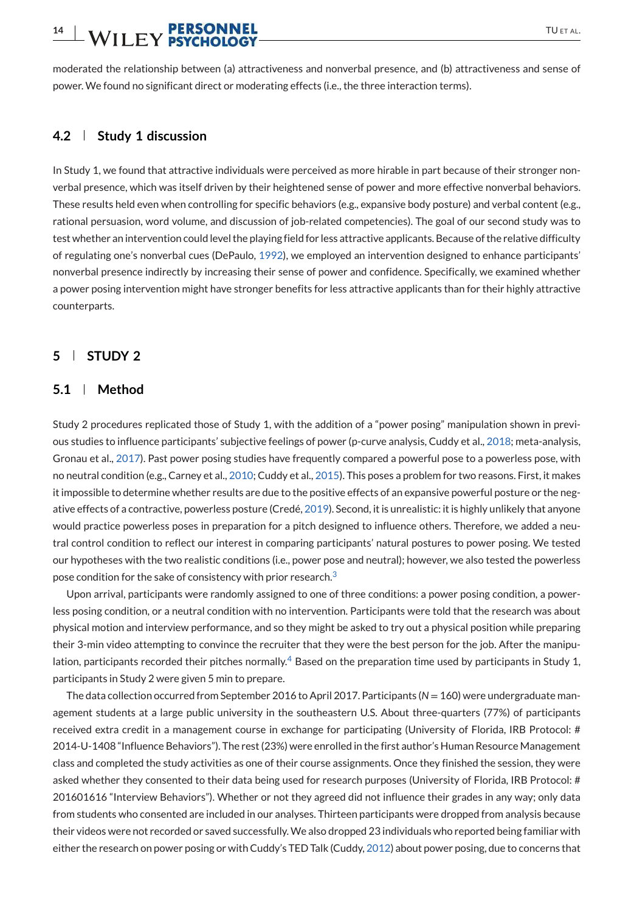moderated the relationship between (a) attractiveness and nonverbal presence, and (b) attractiveness and sense of power. We found no significant direct or moderating effects (i.e., the three interaction terms).

## 4.2 | Study 1 discussion

In Study 1, we found that attractive individuals were perceived as more hirable in part because of their stronger nonverbal presence, which was itself driven by their heightened sense of power and more effective nonverbal behaviors. These results held even when controlling for specific behaviors (e.g., expansive body posture) and verbal content (e.g., rational persuasion, word volume, and discussion of job-related competencies). The goal of our second study was to test whether an intervention could level the playing field for less attractive applicants. Because of the relative difficulty of regulating one's nonverbal cues (DePaulo, 1992), we employed an intervention designed to enhance participants' nonverbal presence indirectly by increasing their sense of power and confidence. Specifically, we examined whether a power posing intervention might have stronger benefits for less attractive applicants than for their highly attractive counterparts.

# 5 | STUDY 2

## 5.1 | Method

Study 2 procedures replicated those of Study 1, with the addition of a "power posing" manipulation shown in previous studies to influence participants' subjective feelings of power (p-curve analysis, Cuddy et al., 2018; meta-analysis, Gronau et al., 2017). Past power posing studies have frequently compared a powerful pose to a powerless pose, with no neutral condition (e.g., Carney et al., 2010; Cuddy et al., 2015). This poses a problem for two reasons. First, it makes it impossible to determine whether results are due to the positive effects of an expansive powerful posture or the negative effects of a contractive, powerless posture (Credé, 2019). Second, it is unrealistic: it is highly unlikely that anyone would practice powerless poses in preparation for a pitch designed to influence others. Therefore, we added a neutral control condition to reflect our interest in comparing participants' natural postures to power posing. We tested our hypotheses with the two realistic conditions (i.e., power pose and neutral); however, we also tested the powerless pose condition for the sake of consistency with prior research.[3]

Upon arrival, participants were randomly assigned to one of three conditions: a power posing condition, a powerless posing condition, or a neutral condition with no intervention. Participants were told that the research was about physical motion and interview performance, and so they might be asked to try out a physical position while preparing their 3-min video attempting to convince the recruiter that they were the best person for the job. After the manipulation, participants recorded their pitches normally.[4] Based on the preparation time used by participants in Study 1, participants in Study 2 were given 5 min to prepare.

The data collection occurred from September 2016 to April 2017. Participants ($N = 160$) were undergraduate management students at a large public university in the southeastern U.S. About three-quarters (77%) of participants received extra credit in a management course in exchange for participating (University of Florida, IRB Protocol: # 2014-U-1408 "Influence Behaviors"). The rest (23%) were enrolled in the first author's Human Resource Management class and completed the study activities as one of their course assignments. Once they finished the session, they were asked whether they consented to their data being used for research purposes (University of Florida, IRB Protocol: # 201601616 "Interview Behaviors"). Whether or not they agreed did not influence their grades in any way; only data from students who consented are included in our analyses. Thirteen participants were dropped from analysis because their videos were not recorded or saved successfully. We also dropped 23 individuals who reported being familiar with either the research on power posing or with Cuddy's TED Talk (Cuddy, 2012) about power posing, due to concerns that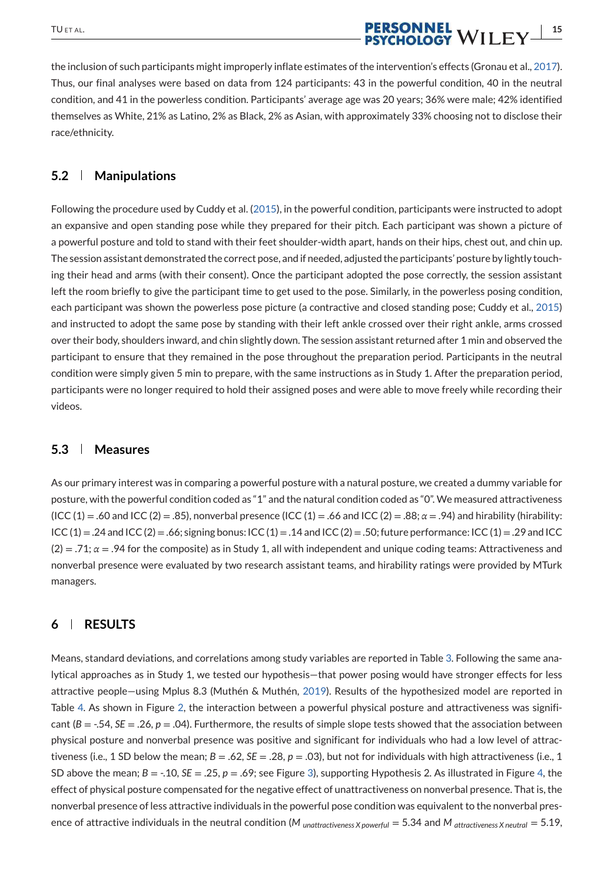the inclusion of such participants might improperly inflate estimates of the intervention's effects (Gronau et al., 2017). Thus, our final analyses were based on data from 124 participants: 43 in the powerful condition, 40 in the neutral condition, and 41 in the powerless condition. Participants' average age was 20 years; 36% were male; 42% identified themselves as White, 21% as Latino, 2% as Black, 2% as Asian, with approximately 33% choosing not to disclose their race/ethnicity.

## 5.2 | Manipulations

Following the procedure used by Cuddy et al. (2015), in the powerful condition, participants were instructed to adopt an expansive and open standing pose while they prepared for their pitch. Each participant was shown a picture of a powerful posture and told to stand with their feet shoulder-width apart, hands on their hips, chest out, and chin up. The session assistant demonstrated the correct pose, and if needed, adjusted the participants' posture by lightly touching their head and arms (with their consent). Once the participant adopted the pose correctly, the session assistant left the room briefly to give the participant time to get used to the pose. Similarly, in the powerless posing condition, each participant was shown the powerless pose picture (a contractive and closed standing pose; Cuddy et al., 2015) and instructed to adopt the same pose by standing with their left ankle crossed over their right ankle, arms crossed over their body, shoulders inward, and chin slightly down. The session assistant returned after 1 min and observed the participant to ensure that they remained in the pose throughout the preparation period. Participants in the neutral condition were simply given 5 min to prepare, with the same instructions as in Study 1. After the preparation period, participants were no longer required to hold their assigned poses and were able to move freely while recording their videos.

## 5.3 | Measures

As our primary interest was in comparing a powerful posture with a natural posture, we created a dummy variable for posture, with the powerful condition coded as "1" and the natural condition coded as "0". We measured attractiveness (ICC (1) = .60 and ICC (2) = .85), nonverbal presence (ICC (1) = .66 and ICC (2) = .88; $\alpha = .94$) and hirability (hirability: ICC (1) = .24 and ICC (2) = .66; signing bonus: ICC (1) = .14 and ICC (2) = .50; future performance: ICC (1) = .29 and ICC (2) = .71; $\alpha = .94$ for the composite) as in Study 1, all with independent and unique coding teams: Attractiveness and nonverbal presence were evaluated by two research assistant teams, and hirability ratings were provided by MTurk managers.

# 6 | RESULTS

Means, standard deviations, and correlations among study variables are reported in Table 3. Following the same analytical approaches as in Study 1, we tested our hypothesis—that power posing would have stronger effects for less attractive people—using Mplus 8.3 (Muthén & Muthén, 2019). Results of the hypothesized model are reported in Table 4. As shown in Figure 2, the interaction between a powerful physical posture and attractiveness was significant ($B = -.54$, $SE = .26$, $p = .04$). Furthermore, the results of simple slope tests showed that the association between physical posture and nonverbal presence was positive and significant for individuals who had a low level of attractiveness (i.e., 1 SD below the mean; $B = .62$, $SE = .28$, $p = .03$), but not for individuals with high attractiveness (i.e., 1 SD above the mean; $B = -.10$, $SE = .25$, $p = .69$; see Figure 3), supporting Hypothesis 2. As illustrated in Figure 4, the effect of physical posture compensated for the negative effect of unattractiveness on nonverbal presence. That is, the nonverbal presence of less attractive individuals in the powerful pose condition was equivalent to the nonverbal presence of attractive individuals in the neutral condition ($M_{unattractiveness\ X\ powerful} = 5.34$ and $M_{attractiveness\ X\ neutral} = 5.19$,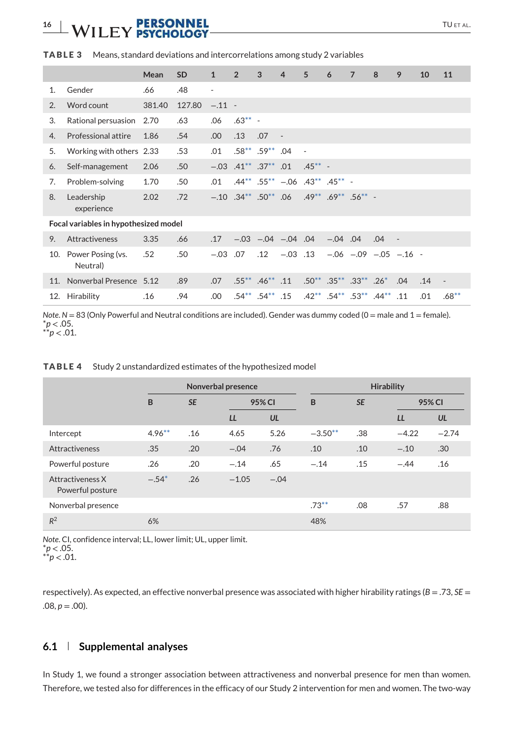**TABLE 3** Means, standard deviations and intercorrelations among study 2 variables

| | Mean | SD | 1 | 2 | 3 | 4 | 5 | 6 | 7 | 8 | 9 | 10 | 11 |
|---|---|---|---|---|---|---|---|---|---|---|---|---|---|
| 1. Gender | .66 | .48 | - | | | | | | | | | | |
| 2. Word count | 381.40 | 127.80 | −.11 | - | | | | | | | | | |
| 3. Rational persuasion | 2.70 | .63 | .06 | .63** | - | | | | | | | | |
| 4. Professional attire | 1.86 | .54 | .00 | .13 | .07 | - | | | | | | | |
| 5. Working with others | 2.33 | .53 | .01 | .58** | .59** | .04 | - | | | | | | |
| 6. Self-management | 2.06 | .50 | −.03 | .41** | .37** | .01 | .45** | - | | | | | |
| 7. Problem-solving | 1.70 | .50 | .01 | .44** | .55** | −.06 | .43** | .45** | - | | | | |
| 8. Leadership experience | 2.02 | .72 | −.10 | .34** | .50** | .06 | .49** | .69** | .56** | - | | | |
| **Focal variables in hypothesized model** | | | | | | | | | | | | | |
| 9. Attractiveness | 3.35 | .66 | .17 | −.03 | −.04 | −.04 | .04 | −.04 | .04 | .04 | - | | |
| 10. Power Posing (vs. Neutral) | .52 | .50 | −.03 | .07 | .12 | −.03 | .13 | −.06 | −.09 | −.05 | −.16 | - | |
| 11. Nonverbal Presence | 5.12 | .89 | .07 | .55** | .46** | .11 | .50** | .35** | .33** | .26* | .04 | .14 | - |
| 12. Hirability | .16 | .94 | .00 | .54** | .54** | .15 | .42** | .54** | .53** | .44** | .11 | .01 | .68** |

*Note*. $N = 83$ (Only Powerful and Neutral conditions are included). Gender was dummy coded (0 = male and 1 = female).
*$p < .05$.
**$p < .01$.

**TABLE 4** Study 2 unstandardized estimates of the hypothesized model

| | Nonverbal presence | | | | Hirability | | | |
|---|---|---|---|---|---|---|---|---|
| | B | *SE* | 95% CI | | B | *SE* | 95% CI | |
| | | | *LL* | *UL* | | | *LL* | *UL* |
| Intercept | 4.96** | .16 | 4.65 | 5.26 | −3.50** | .38 | −4.22 | −2.74 |
| Attractiveness | .35 | .20 | −.04 | .76 | .10 | .10 | −.10 | .30 |
| Powerful posture | .26 | .20 | −.14 | .65 | −.14 | .15 | −.44 | .16 |
| Attractiveness X Powerful posture | −.54* | .26 | −1.05 | −.04 | | | | |
| Nonverbal presence | | | | | .73** | .08 | .57 | .88 |
| $R^2$ | 6% | | | | 48% | | | |

*Note*. CI, confidence interval; LL, lower limit; UL, upper limit.
*$p < .05$.
**$p < .01$.

respectively). As expected, an effective nonverbal presence was associated with higher hirability ratings ($B = .73$, $SE = .08$, $p = .00$).

## 6.1 Supplemental analyses

In Study 1, we found a stronger association between attractiveness and nonverbal presence for men than women. Therefore, we tested also for differences in the efficacy of our Study 2 intervention for men and women. The two-way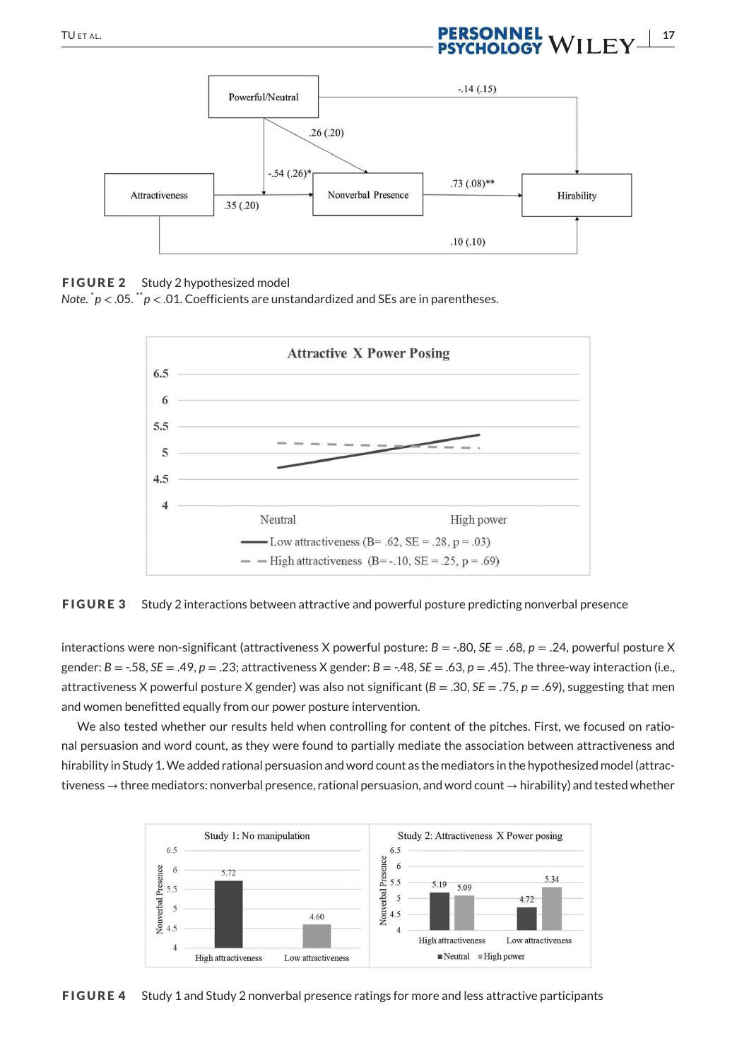**FIGURE 2** Study 2 hypothesized model

*Note.* \*$p < .05$. \*\*$p < .01$. Coefficients are unstandardized and SEs are in parentheses.

**FIGURE 3** Study 2 interactions between attractive and powerful posture predicting nonverbal presence

interactions were non-significant (attractiveness X powerful posture: $B$ = -.80, $SE$ = .68, $p$ = .24, powerful posture X gender: $B$ = -.58, $SE$ = .49, $p$ = .23; attractiveness X gender: $B$ = -.48, $SE$ = .63, $p$ = .45). The three-way interaction (i.e., attractiveness X powerful posture X gender) was also not significant ($B$ = .30, $SE$ = .75, $p$ = .69), suggesting that men and women benefitted equally from our power posture intervention.

We also tested whether our results held when controlling for content of the pitches. First, we focused on rational persuasion and word count, as they were found to partially mediate the association between attractiveness and hirability in Study 1. We added rational persuasion and word count as the mediators in the hypothesized model (attractiveness → three mediators: nonverbal presence, rational persuasion, and word count → hirability) and tested whether

**FIGURE 4** Study 1 and Study 2 nonverbal presence ratings for more and less attractive participants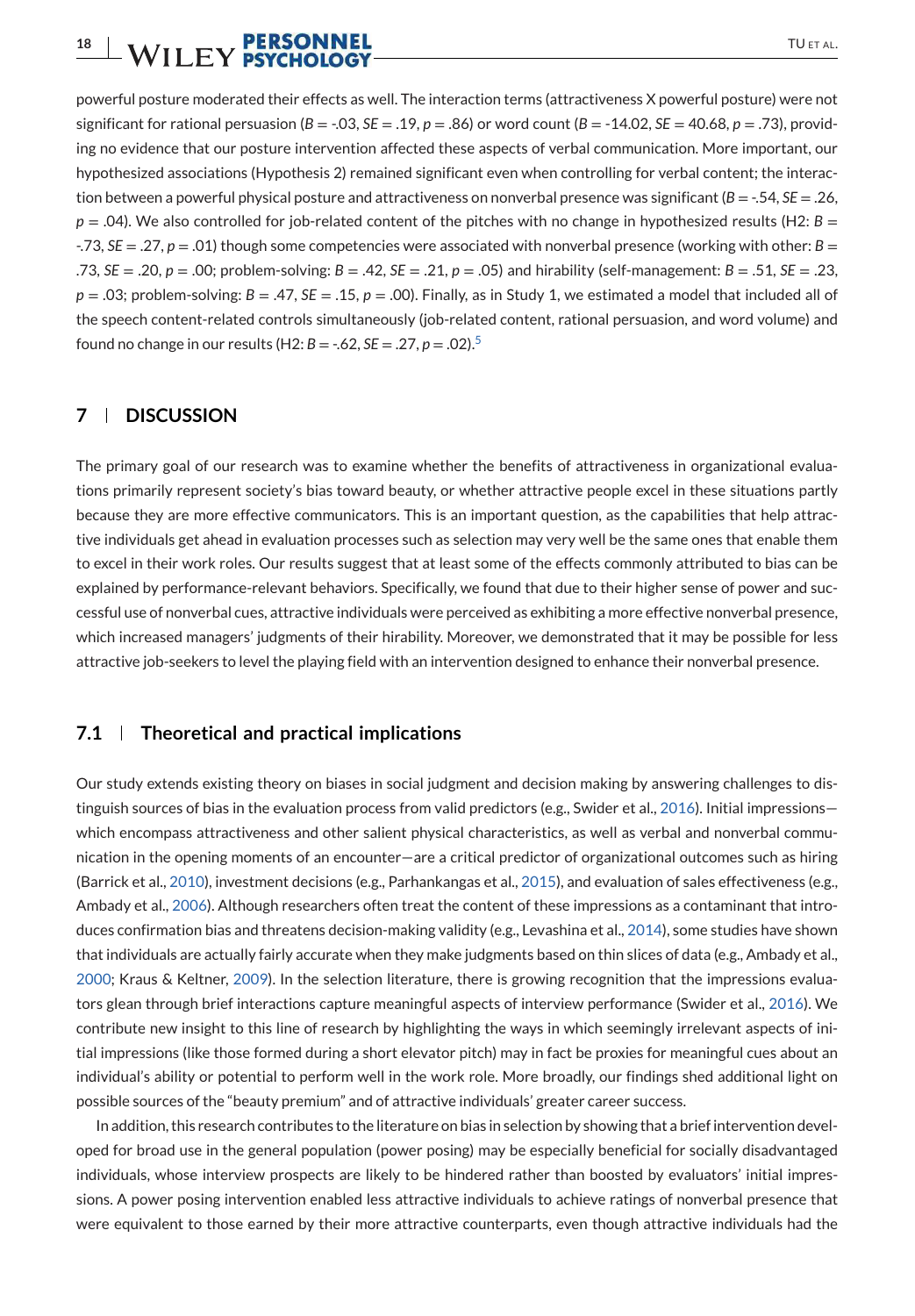powerful posture moderated their effects as well. The interaction terms (attractiveness X powerful posture) were not significant for rational persuasion ($B$ = -.03, $SE$ = .19, $p$ = .86) or word count ($B$ = -14.02, $SE$ = 40.68, $p$ = .73), providing no evidence that our posture intervention affected these aspects of verbal communication. More important, our hypothesized associations (Hypothesis 2) remained significant even when controlling for verbal content; the interaction between a powerful physical posture and attractiveness on nonverbal presence was significant ($B$ = -.54, $SE$ = .26, $p$ = .04). We also controlled for job-related content of the pitches with no change in hypothesized results (H2: $B$ = -.73, $SE$ = .27, $p$ = .01) though some competencies were associated with nonverbal presence (working with other: $B$ = .73, $SE$ = .20, $p$ = .00; problem-solving: $B$ = .42, $SE$ = .21, $p$ = .05) and hirability (self-management: $B$ = .51, $SE$ = .23, $p$ = .03; problem-solving: $B$ = .47, $SE$ = .15, $p$ = .00). Finally, as in Study 1, we estimated a model that included all of the speech content-related controls simultaneously (job-related content, rational persuasion, and word volume) and found no change in our results (H2: $B$ = -.62, $SE$ = .27, $p$ = .02).[5]

## 7 | DISCUSSION

The primary goal of our research was to examine whether the benefits of attractiveness in organizational evaluations primarily represent society's bias toward beauty, or whether attractive people excel in these situations partly because they are more effective communicators. This is an important question, as the capabilities that help attractive individuals get ahead in evaluation processes such as selection may very well be the same ones that enable them to excel in their work roles. Our results suggest that at least some of the effects commonly attributed to bias can be explained by performance-relevant behaviors. Specifically, we found that due to their higher sense of power and successful use of nonverbal cues, attractive individuals were perceived as exhibiting a more effective nonverbal presence, which increased managers' judgments of their hirability. Moreover, we demonstrated that it may be possible for less attractive job-seekers to level the playing field with an intervention designed to enhance their nonverbal presence.

### 7.1 | Theoretical and practical implications

Our study extends existing theory on biases in social judgment and decision making by answering challenges to distinguish sources of bias in the evaluation process from valid predictors (e.g., Swider et al., 2016). Initial impressions—which encompass attractiveness and other salient physical characteristics, as well as verbal and nonverbal communication in the opening moments of an encounter—are a critical predictor of organizational outcomes such as hiring (Barrick et al., 2010), investment decisions (e.g., Parhankangas et al., 2015), and evaluation of sales effectiveness (e.g., Ambady et al., 2006). Although researchers often treat the content of these impressions as a contaminant that introduces confirmation bias and threatens decision-making validity (e.g., Levashina et al., 2014), some studies have shown that individuals are actually fairly accurate when they make judgments based on thin slices of data (e.g., Ambady et al., 2000; Kraus & Keltner, 2009). In the selection literature, there is growing recognition that the impressions evaluators glean through brief interactions capture meaningful aspects of interview performance (Swider et al., 2016). We contribute new insight to this line of research by highlighting the ways in which seemingly irrelevant aspects of initial impressions (like those formed during a short elevator pitch) may in fact be proxies for meaningful cues about an individual's ability or potential to perform well in the work role. More broadly, our findings shed additional light on possible sources of the "beauty premium" and of attractive individuals' greater career success.

In addition, this research contributes to the literature on bias in selection by showing that a brief intervention developed for broad use in the general population (power posing) may be especially beneficial for socially disadvantaged individuals, whose interview prospects are likely to be hindered rather than boosted by evaluators' initial impressions. A power posing intervention enabled less attractive individuals to achieve ratings of nonverbal presence that were equivalent to those earned by their more attractive counterparts, even though attractive individuals had the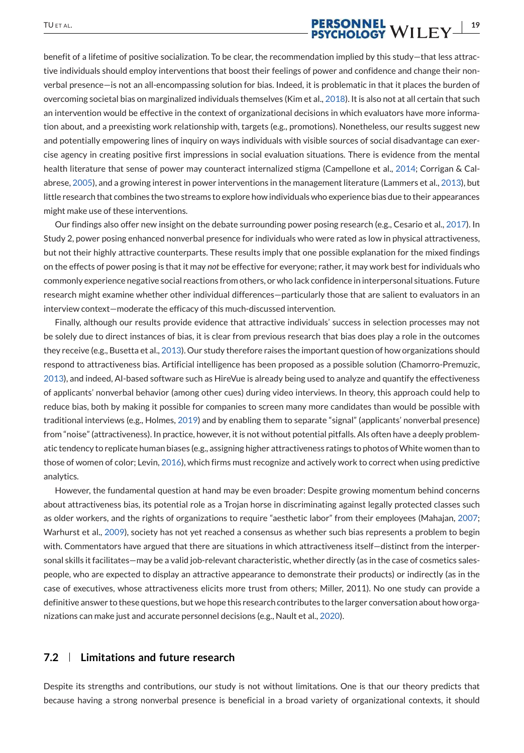benefit of a lifetime of positive socialization. To be clear, the recommendation implied by this study—that less attractive individuals should employ interventions that boost their feelings of power and confidence and change their nonverbal presence—is not an all-encompassing solution for bias. Indeed, it is problematic in that it places the burden of overcoming societal bias on marginalized individuals themselves (Kim et al., 2018). It is also not at all certain that such an intervention would be effective in the context of organizational decisions in which evaluators have more information about, and a preexisting work relationship with, targets (e.g., promotions). Nonetheless, our results suggest new and potentially empowering lines of inquiry on ways individuals with visible sources of social disadvantage can exercise agency in creating positive first impressions in social evaluation situations. There is evidence from the mental health literature that sense of power may counteract internalized stigma (Campellone et al., 2014; Corrigan & Calabrese, 2005), and a growing interest in power interventions in the management literature (Lammers et al., 2013), but little research that combines the two streams to explore how individuals who experience bias due to their appearances might make use of these interventions.

Our findings also offer new insight on the debate surrounding power posing research (e.g., Cesario et al., 2017). In Study 2, power posing enhanced nonverbal presence for individuals who were rated as low in physical attractiveness, but not their highly attractive counterparts. These results imply that one possible explanation for the mixed findings on the effects of power posing is that it may *not* be effective for everyone; rather, it may work best for individuals who commonly experience negative social reactions from others, or who lack confidence in interpersonal situations. Future research might examine whether other individual differences—particularly those that are salient to evaluators in an interview context—moderate the efficacy of this much-discussed intervention.

Finally, although our results provide evidence that attractive individuals' success in selection processes may not be solely due to direct instances of bias, it is clear from previous research that bias does play a role in the outcomes they receive (e.g., Busetta et al., 2013). Our study therefore raises the important question of how organizations should respond to attractiveness bias. Artificial intelligence has been proposed as a possible solution (Chamorro-Premuzic, 2013), and indeed, AI-based software such as HireVue is already being used to analyze and quantify the effectiveness of applicants' nonverbal behavior (among other cues) during video interviews. In theory, this approach could help to reduce bias, both by making it possible for companies to screen many more candidates than would be possible with traditional interviews (e.g., Holmes, 2019) and by enabling them to separate "signal" (applicants' nonverbal presence) from "noise" (attractiveness). In practice, however, it is not without potential pitfalls. AIs often have a deeply problematic tendency to replicate human biases (e.g., assigning higher attractiveness ratings to photos of White women than to those of women of color; Levin, 2016), which firms must recognize and actively work to correct when using predictive analytics.

However, the fundamental question at hand may be even broader: Despite growing momentum behind concerns about attractiveness bias, its potential role as a Trojan horse in discriminating against legally protected classes such as older workers, and the rights of organizations to require "aesthetic labor" from their employees (Mahajan, 2007; Warhurst et al., 2009), society has not yet reached a consensus as whether such bias represents a problem to begin with. Commentators have argued that there are situations in which attractiveness itself—distinct from the interpersonal skills it facilitates—may be a valid job-relevant characteristic, whether directly (as in the case of cosmetics salespeople, who are expected to display an attractive appearance to demonstrate their products) or indirectly (as in the case of executives, whose attractiveness elicits more trust from others; Miller, 2011). No one study can provide a definitive answer to these questions, but we hope this research contributes to the larger conversation about how organizations can make just and accurate personnel decisions (e.g., Nault et al., 2020).

## 7.2 | Limitations and future research

Despite its strengths and contributions, our study is not without limitations. One is that our theory predicts that because having a strong nonverbal presence is beneficial in a broad variety of organizational contexts, it should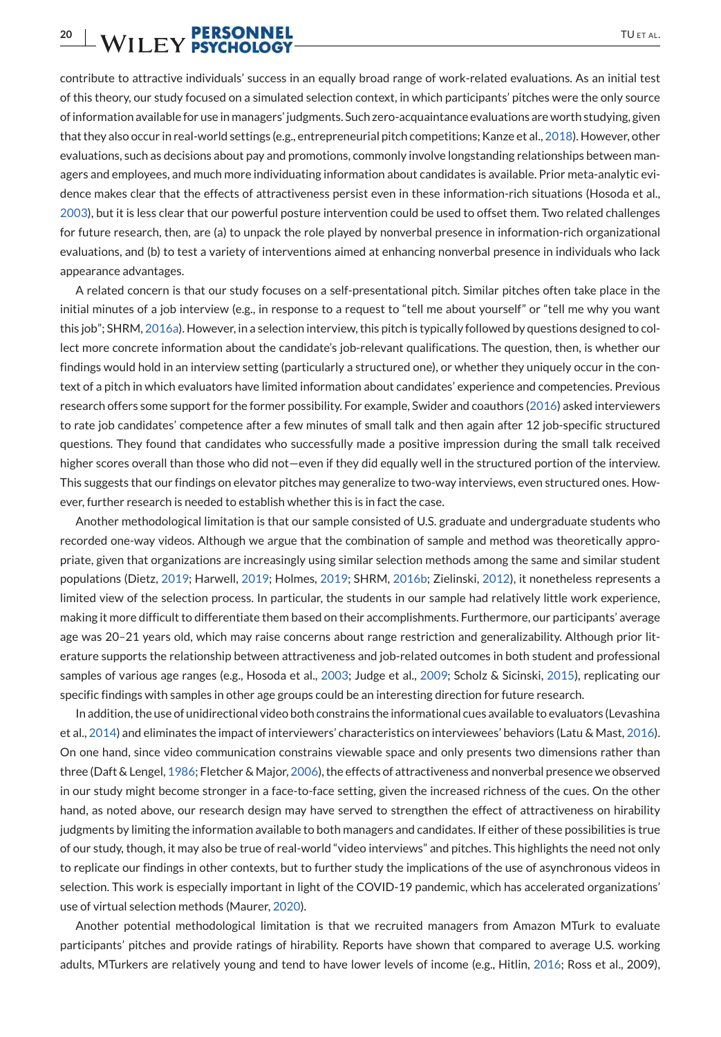contribute to attractive individuals' success in an equally broad range of work-related evaluations. As an initial test of this theory, our study focused on a simulated selection context, in which participants' pitches were the only source of information available for use in managers' judgments. Such zero-acquaintance evaluations are worth studying, given that they also occur in real-world settings (e.g., entrepreneurial pitch competitions; Kanze et al., 2018). However, other evaluations, such as decisions about pay and promotions, commonly involve longstanding relationships between managers and employees, and much more individuating information about candidates is available. Prior meta-analytic evidence makes clear that the effects of attractiveness persist even in these information-rich situations (Hosoda et al., 2003), but it is less clear that our powerful posture intervention could be used to offset them. Two related challenges for future research, then, are (a) to unpack the role played by nonverbal presence in information-rich organizational evaluations, and (b) to test a variety of interventions aimed at enhancing nonverbal presence in individuals who lack appearance advantages.

A related concern is that our study focuses on a self-presentational pitch. Similar pitches often take place in the initial minutes of a job interview (e.g., in response to a request to "tell me about yourself" or "tell me why you want this job"; SHRM, 2016a). However, in a selection interview, this pitch is typically followed by questions designed to collect more concrete information about the candidate's job-relevant qualifications. The question, then, is whether our findings would hold in an interview setting (particularly a structured one), or whether they uniquely occur in the context of a pitch in which evaluators have limited information about candidates' experience and competencies. Previous research offers some support for the former possibility. For example, Swider and coauthors (2016) asked interviewers to rate job candidates' competence after a few minutes of small talk and then again after 12 job-specific structured questions. They found that candidates who successfully made a positive impression during the small talk received higher scores overall than those who did not—even if they did equally well in the structured portion of the interview. This suggests that our findings on elevator pitches may generalize to two-way interviews, even structured ones. However, further research is needed to establish whether this is in fact the case.

Another methodological limitation is that our sample consisted of U.S. graduate and undergraduate students who recorded one-way videos. Although we argue that the combination of sample and method was theoretically appropriate, given that organizations are increasingly using similar selection methods among the same and similar student populations (Dietz, 2019; Harwell, 2019; Holmes, 2019; SHRM, 2016b; Zielinski, 2012), it nonetheless represents a limited view of the selection process. In particular, the students in our sample had relatively little work experience, making it more difficult to differentiate them based on their accomplishments. Furthermore, our participants' average age was 20–21 years old, which may raise concerns about range restriction and generalizability. Although prior literature supports the relationship between attractiveness and job-related outcomes in both student and professional samples of various age ranges (e.g., Hosoda et al., 2003; Judge et al., 2009; Scholz & Sicinski, 2015), replicating our specific findings with samples in other age groups could be an interesting direction for future research.

In addition, the use of unidirectional video both constrains the informational cues available to evaluators (Levashina et al., 2014) and eliminates the impact of interviewers' characteristics on interviewees' behaviors (Latu & Mast, 2016). On one hand, since video communication constrains viewable space and only presents two dimensions rather than three (Daft & Lengel, 1986; Fletcher & Major, 2006), the effects of attractiveness and nonverbal presence we observed in our study might become stronger in a face-to-face setting, given the increased richness of the cues. On the other hand, as noted above, our research design may have served to strengthen the effect of attractiveness on hirability judgments by limiting the information available to both managers and candidates. If either of these possibilities is true of our study, though, it may also be true of real-world "video interviews" and pitches. This highlights the need not only to replicate our findings in other contexts, but to further study the implications of the use of asynchronous videos in selection. This work is especially important in light of the COVID-19 pandemic, which has accelerated organizations' use of virtual selection methods (Maurer, 2020).

Another potential methodological limitation is that we recruited managers from Amazon MTurk to evaluate participants' pitches and provide ratings of hirability. Reports have shown that compared to average U.S. working adults, MTurkers are relatively young and tend to have lower levels of income (e.g., Hitlin, 2016; Ross et al., 2009),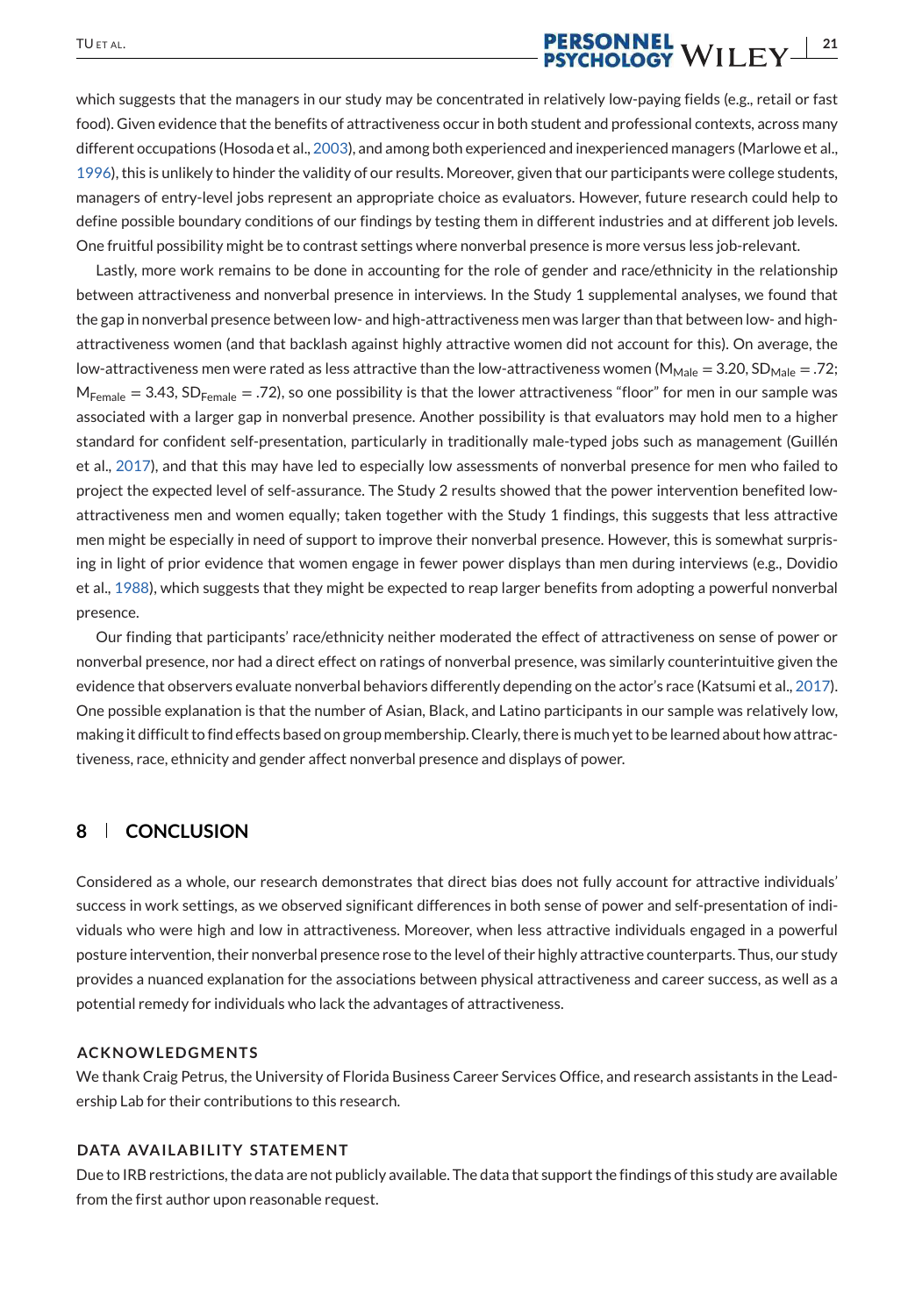which suggests that the managers in our study may be concentrated in relatively low-paying fields (e.g., retail or fast food). Given evidence that the benefits of attractiveness occur in both student and professional contexts, across many different occupations (Hosoda et al., 2003), and among both experienced and inexperienced managers (Marlowe et al., 1996), this is unlikely to hinder the validity of our results. Moreover, given that our participants were college students, managers of entry-level jobs represent an appropriate choice as evaluators. However, future research could help to define possible boundary conditions of our findings by testing them in different industries and at different job levels. One fruitful possibility might be to contrast settings where nonverbal presence is more versus less job-relevant.

Lastly, more work remains to be done in accounting for the role of gender and race/ethnicity in the relationship between attractiveness and nonverbal presence in interviews. In the Study 1 supplemental analyses, we found that the gap in nonverbal presence between low- and high-attractiveness men was larger than that between low- and high-attractiveness women (and that backlash against highly attractive women did not account for this). On average, the low-attractiveness men were rated as less attractive than the low-attractiveness women ($M_{Male} = 3.20$, $SD_{Male} = .72$; $M_{Female} = 3.43$, $SD_{Female} = .72$), so one possibility is that the lower attractiveness "floor" for men in our sample was associated with a larger gap in nonverbal presence. Another possibility is that evaluators may hold men to a higher standard for confident self-presentation, particularly in traditionally male-typed jobs such as management (Guillén et al., 2017), and that this may have led to especially low assessments of nonverbal presence for men who failed to project the expected level of self-assurance. The Study 2 results showed that the power intervention benefited low-attractiveness men and women equally; taken together with the Study 1 findings, this suggests that less attractive men might be especially in need of support to improve their nonverbal presence. However, this is somewhat surprising in light of prior evidence that women engage in fewer power displays than men during interviews (e.g., Dovidio et al., 1988), which suggests that they might be expected to reap larger benefits from adopting a powerful nonverbal presence.

Our finding that participants' race/ethnicity neither moderated the effect of attractiveness on sense of power or nonverbal presence, nor had a direct effect on ratings of nonverbal presence, was similarly counterintuitive given the evidence that observers evaluate nonverbal behaviors differently depending on the actor's race (Katsumi et al., 2017). One possible explanation is that the number of Asian, Black, and Latino participants in our sample was relatively low, making it difficult to find effects based on group membership. Clearly, there is much yet to be learned about how attractiveness, race, ethnicity and gender affect nonverbal presence and displays of power.

## 8 CONCLUSION

Considered as a whole, our research demonstrates that direct bias does not fully account for attractive individuals' success in work settings, as we observed significant differences in both sense of power and self-presentation of individuals who were high and low in attractiveness. Moreover, when less attractive individuals engaged in a powerful posture intervention, their nonverbal presence rose to the level of their highly attractive counterparts. Thus, our study provides a nuanced explanation for the associations between physical attractiveness and career success, as well as a potential remedy for individuals who lack the advantages of attractiveness.

### ACKNOWLEDGMENTS

We thank Craig Petrus, the University of Florida Business Career Services Office, and research assistants in the Leadership Lab for their contributions to this research.

### DATA AVAILABILITY STATEMENT

Due to IRB restrictions, the data are not publicly available. The data that support the findings of this study are available from the first author upon reasonable request.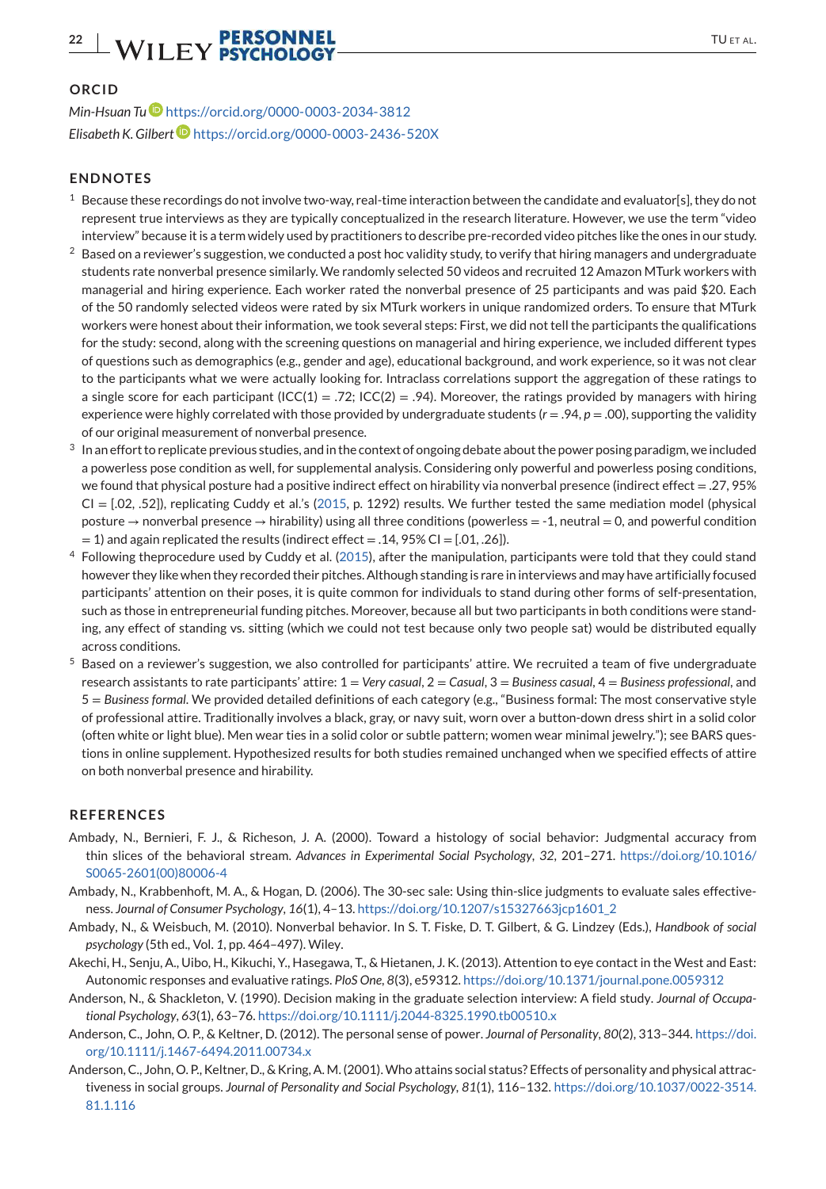## ORCID

*Min-Hsuan Tu* https://orcid.org/0000-0003-2034-3812
*Elisabeth K. Gilbert* https://orcid.org/0000-0003-2436-520X

## ENDNOTES

[1] Because these recordings do not involve two-way, real-time interaction between the candidate and evaluator[s], they do not represent true interviews as they are typically conceptualized in the research literature. However, we use the term "video interview" because it is a term widely used by practitioners to describe pre-recorded video pitches like the ones in our study.

[2] Based on a reviewer's suggestion, we conducted a post hoc validity study, to verify that hiring managers and undergraduate students rate nonverbal presence similarly. We randomly selected 50 videos and recruited 12 Amazon MTurk workers with managerial and hiring experience. Each worker rated the nonverbal presence of 25 participants and was paid \$20. Each of the 50 randomly selected videos were rated by six MTurk workers in unique randomized orders. To ensure that MTurk workers were honest about their information, we took several steps: First, we did not tell the participants the qualifications for the study: second, along with the screening questions on managerial and hiring experience, we included different types of questions such as demographics (e.g., gender and age), educational background, and work experience, so it was not clear to the participants what we were actually looking for. Intraclass correlations support the aggregation of these ratings to a single score for each participant (ICC(1) = .72; ICC(2) = .94). Moreover, the ratings provided by managers with hiring experience were highly correlated with those provided by undergraduate students ($r = .94$, $p = .00$), supporting the validity of our original measurement of nonverbal presence.

[3] In an effort to replicate previous studies, and in the context of ongoing debate about the power posing paradigm, we included a powerless pose condition as well, for supplemental analysis. Considering only powerful and powerless posing conditions, we found that physical posture had a positive indirect effect on hirability via nonverbal presence (indirect effect = .27, 95% CI = [.02, .52]), replicating Cuddy et al.'s (2015, p. 1292) results. We further tested the same mediation model (physical posture → nonverbal presence → hirability) using all three conditions (powerless = -1, neutral = 0, and powerful condition = 1) and again replicated the results (indirect effect = .14, 95% CI = [.01, .26]).

[4] Following theprocedure used by Cuddy et al. (2015), after the manipulation, participants were told that they could stand however they like when they recorded their pitches. Although standing is rare in interviews and may have artificially focused participants' attention on their poses, it is quite common for individuals to stand during other forms of self-presentation, such as those in entrepreneurial funding pitches. Moreover, because all but two participants in both conditions were standing, any effect of standing vs. sitting (which we could not test because only two people sat) would be distributed equally across conditions.

[5] Based on a reviewer's suggestion, we also controlled for participants' attire. We recruited a team of five undergraduate research assistants to rate participants' attire: 1 = *Very casual*, 2 = *Casual*, 3 = *Business casual*, 4 = *Business professional*, and 5 = *Business formal*. We provided detailed definitions of each category (e.g., "Business formal: The most conservative style of professional attire. Traditionally involves a black, gray, or navy suit, worn over a button-down dress shirt in a solid color (often white or light blue). Men wear ties in a solid color or subtle pattern; women wear minimal jewelry."); see BARS questions in online supplement. Hypothesized results for both studies remained unchanged when we specified effects of attire on both nonverbal presence and hirability.

## REFERENCES

Ambady, N., Bernieri, F. J., & Richeson, J. A. (2000). Toward a histology of social behavior: Judgmental accuracy from thin slices of the behavioral stream. *Advances in Experimental Social Psychology*, *32*, 201–271. https://doi.org/10.1016/S0065-2601(00)80006-4

Ambady, N., Krabbenhoft, M. A., & Hogan, D. (2006). The 30-sec sale: Using thin-slice judgments to evaluate sales effectiveness. *Journal of Consumer Psychology*, *16*(1), 4–13. https://doi.org/10.1207/s15327663jcp1601_2

Ambady, N., & Weisbuch, M. (2010). Nonverbal behavior. In S. T. Fiske, D. T. Gilbert, & G. Lindzey (Eds.), *Handbook of social psychology* (5th ed., Vol. 1, pp. 464–497). Wiley.

Akechi, H., Senju, A., Uibo, H., Kikuchi, Y., Hasegawa, T., & Hietanen, J. K. (2013). Attention to eye contact in the West and East: Autonomic responses and evaluative ratings. *PloS One*, *8*(3), e59312. https://doi.org/10.1371/journal.pone.0059312

Anderson, N., & Shackleton, V. (1990). Decision making in the graduate selection interview: A field study. *Journal of Occupational Psychology*, *63*(1), 63–76. https://doi.org/10.1111/j.2044-8325.1990.tb00510.x

Anderson, C., John, O. P., & Keltner, D. (2012). The personal sense of power. *Journal of Personality*, *80*(2), 313–344. https://doi.org/10.1111/j.1467-6494.2011.00734.x

Anderson, C., John, O. P., Keltner, D., & Kring, A. M. (2001). Who attains social status? Effects of personality and physical attractiveness in social groups. *Journal of Personality and Social Psychology*, *81*(1), 116–132. https://doi.org/10.1037/0022-3514.81.1.116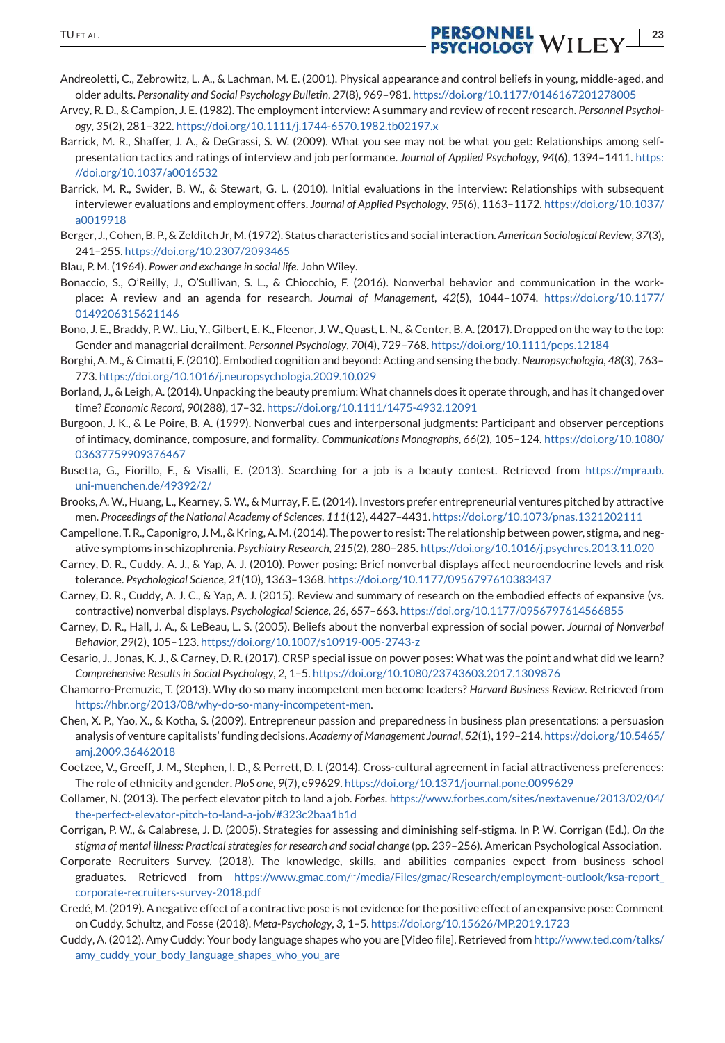Andreoletti, C., Zebrowitz, L. A., & Lachman, M. E. (2001). Physical appearance and control beliefs in young, middle-aged, and older adults. *Personality and Social Psychology Bulletin*, *27*(8), 969–981. https://doi.org/10.1177/0146167201278005

Arvey, R. D., & Campion, J. E. (1982). The employment interview: A summary and review of recent research. *Personnel Psychology*, *35*(2), 281–322. https://doi.org/10.1111/j.1744-6570.1982.tb02197.x

Barrick, M. R., Shaffer, J. A., & DeGrassi, S. W. (2009). What you see may not be what you get: Relationships among self-presentation tactics and ratings of interview and job performance. *Journal of Applied Psychology*, *94*(6), 1394–1411. https://doi.org/10.1037/a0016532

Barrick, M. R., Swider, B. W., & Stewart, G. L. (2010). Initial evaluations in the interview: Relationships with subsequent interviewer evaluations and employment offers. *Journal of Applied Psychology*, *95*(6), 1163–1172. https://doi.org/10.1037/a0019918

Berger, J., Cohen, B. P., & Zelditch Jr, M. (1972). Status characteristics and social interaction. *American Sociological Review*, *37*(3), 241–255. https://doi.org/10.2307/2093465

Blau, P. M. (1964). *Power and exchange in social life*. John Wiley.

Bonaccio, S., O'Reilly, J., O'Sullivan, S. L., & Chiocchio, F. (2016). Nonverbal behavior and communication in the workplace: A review and an agenda for research. *Journal of Management*, *42*(5), 1044–1074. https://doi.org/10.1177/0149206315621146

Bono, J. E., Braddy, P. W., Liu, Y., Gilbert, E. K., Fleenor, J. W., Quast, L. N., & Center, B. A. (2017). Dropped on the way to the top: Gender and managerial derailment. *Personnel Psychology*, *70*(4), 729–768. https://doi.org/10.1111/peps.12184

Borghi, A. M., & Cimatti, F. (2010). Embodied cognition and beyond: Acting and sensing the body. *Neuropsychologia*, *48*(3), 763–773. https://doi.org/10.1016/j.neuropsychologia.2009.10.029

Borland, J., & Leigh, A. (2014). Unpacking the beauty premium: What channels does it operate through, and has it changed over time? *Economic Record*, *90*(288), 17–32. https://doi.org/10.1111/1475-4932.12091

Burgoon, J. K., & Le Poire, B. A. (1999). Nonverbal cues and interpersonal judgments: Participant and observer perceptions of intimacy, dominance, composure, and formality. *Communications Monographs*, *66*(2), 105–124. https://doi.org/10.1080/03637759909376467

Busetta, G., Fiorillo, F., & Visalli, E. (2013). Searching for a job is a beauty contest. Retrieved from https://mpra.ub.uni-muenchen.de/49392/2/

Brooks, A. W., Huang, L., Kearney, S. W., & Murray, F. E. (2014). Investors prefer entrepreneurial ventures pitched by attractive men. *Proceedings of the National Academy of Sciences*, *111*(12), 4427–4431. https://doi.org/10.1073/pnas.1321202111

Campellone, T. R., Caponigro, J. M., & Kring, A. M. (2014). The power to resist: The relationship between power, stigma, and negative symptoms in schizophrenia. *Psychiatry Research*, *215*(2), 280–285. https://doi.org/10.1016/j.psychres.2013.11.020

Carney, D. R., Cuddy, A. J., & Yap, A. J. (2010). Power posing: Brief nonverbal displays affect neuroendocrine levels and risk tolerance. *Psychological Science*, *21*(10), 1363–1368. https://doi.org/10.1177/0956797610383437

Carney, D. R., Cuddy, A. J. C., & Yap, A. J. (2015). Review and summary of research on the embodied effects of expansive (vs. contractive) nonverbal displays. *Psychological Science*, *26*, 657–663. https://doi.org/10.1177/0956797614566855

Carney, D. R., Hall, J. A., & LeBeau, L. S. (2005). Beliefs about the nonverbal expression of social power. *Journal of Nonverbal Behavior*, *29*(2), 105–123. https://doi.org/10.1007/s10919-005-2743-z

Cesario, J., Jonas, K. J., & Carney, D. R. (2017). CRSP special issue on power poses: What was the point and what did we learn? *Comprehensive Results in Social Psychology*, *2*, 1–5. https://doi.org/10.1080/23743603.2017.1309876

Chamorro-Premuzic, T. (2013). Why do so many incompetent men become leaders? *Harvard Business Review*. Retrieved from https://hbr.org/2013/08/why-do-so-many-incompetent-men.

Chen, X. P., Yao, X., & Kotha, S. (2009). Entrepreneur passion and preparedness in business plan presentations: a persuasion analysis of venture capitalists' funding decisions. *Academy of Management Journal*, *52*(1), 199–214. https://doi.org/10.5465/amj.2009.36462018

Coetzee, V., Greeff, J. M., Stephen, I. D., & Perrett, D. I. (2014). Cross-cultural agreement in facial attractiveness preferences: The role of ethnicity and gender. *PloS one*, *9*(7), e99629. https://doi.org/10.1371/journal.pone.0099629

Collamer, N. (2013). The perfect elevator pitch to land a job. *Forbes*. https://www.forbes.com/sites/nextavenue/2013/02/04/the-perfect-elevator-pitch-to-land-a-job/#323c2baa1b1d

Corrigan, P. W., & Calabrese, J. D. (2005). Strategies for assessing and diminishing self-stigma. In P. W. Corrigan (Ed.), *On the stigma of mental illness: Practical strategies for research and social change* (pp. 239–256). American Psychological Association.

Corporate Recruiters Survey. (2018). The knowledge, skills, and abilities companies expect from business school graduates. Retrieved from https://www.gmac.com/~/media/Files/gmac/Research/employment-outlook/ksa-report_corporate-recruiters-survey-2018.pdf

Credé, M. (2019). A negative effect of a contractive pose is not evidence for the positive effect of an expansive pose: Comment on Cuddy, Schultz, and Fosse (2018). *Meta-Psychology*, *3*, 1–5. https://doi.org/10.15626/MP.2019.1723

Cuddy, A. (2012). Amy Cuddy: Your body language shapes who you are [Video file]. Retrieved from http://www.ted.com/talks/amy_cuddy_your_body_language_shapes_who_you_are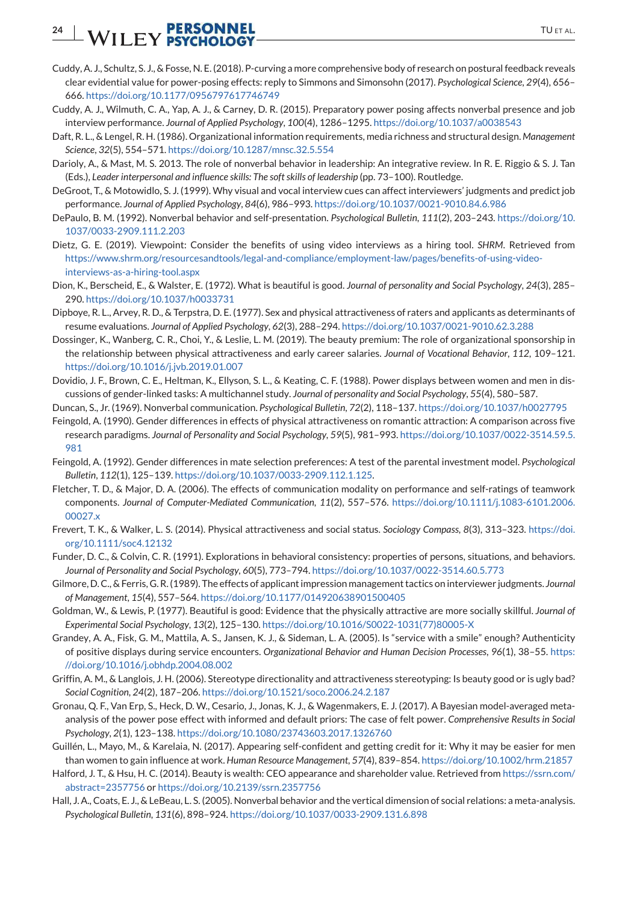Cuddy, A. J., Schultz, S. J., & Fosse, N. E. (2018). P-curving a more comprehensive body of research on postural feedback reveals clear evidential value for power-posing effects: reply to Simmons and Simonsohn (2017). *Psychological Science*, *29*(4), 656–666. https://doi.org/10.1177/0956797617746749

Cuddy, A. J., Wilmuth, C. A., Yap, A. J., & Carney, D. R. (2015). Preparatory power posing affects nonverbal presence and job interview performance. *Journal of Applied Psychology*, *100*(4), 1286–1295. https://doi.org/10.1037/a0038543

Daft, R. L., & Lengel, R. H. (1986). Organizational information requirements, media richness and structural design. *Management Science*, *32*(5), 554–571. https://doi.org/10.1287/mnsc.32.5.554

Darioly, A., & Mast, M. S. 2013. The role of nonverbal behavior in leadership: An integrative review. In R. E. Riggio & S. J. Tan (Eds.), *Leader interpersonal and influence skills: The soft skills of leadership* (pp. 73–100). Routledge.

DeGroot, T., & Motowidlo, S. J. (1999). Why visual and vocal interview cues can affect interviewers' judgments and predict job performance. *Journal of Applied Psychology*, *84*(6), 986–993. https://doi.org/10.1037/0021-9010.84.6.986

DePaulo, B. M. (1992). Nonverbal behavior and self-presentation. *Psychological Bulletin*, *111*(2), 203–243. https://doi.org/10.1037/0033-2909.111.2.203

Dietz, G. E. (2019). Viewpoint: Consider the benefits of using video interviews as a hiring tool. *SHRM*. Retrieved from https://www.shrm.org/resourcesandtools/legal-and-compliance/employment-law/pages/benefits-of-using-video-interviews-as-a-hiring-tool.aspx

Dion, K., Berscheid, E., & Walster, E. (1972). What is beautiful is good. *Journal of personality and Social Psychology*, *24*(3), 285–290. https://doi.org/10.1037/h0033731

Dipboye, R. L., Arvey, R. D., & Terpstra, D. E. (1977). Sex and physical attractiveness of raters and applicants as determinants of resume evaluations. *Journal of Applied Psychology*, *62*(3), 288–294. https://doi.org/10.1037/0021-9010.62.3.288

Dossinger, K., Wanberg, C. R., Choi, Y., & Leslie, L. M. (2019). The beauty premium: The role of organizational sponsorship in the relationship between physical attractiveness and early career salaries. *Journal of Vocational Behavior*, *112*, 109–121. https://doi.org/10.1016/j.jvb.2019.01.007

Dovidio, J. F., Brown, C. E., Heltman, K., Ellyson, S. L., & Keating, C. F. (1988). Power displays between women and men in discussions of gender-linked tasks: A multichannel study. *Journal of personality and Social Psychology*, *55*(4), 580–587.

Duncan, S., Jr. (1969). Nonverbal communication. *Psychological Bulletin*, *72*(2), 118–137. https://doi.org/10.1037/h0027795

Feingold, A. (1990). Gender differences in effects of physical attractiveness on romantic attraction: A comparison across five research paradigms. *Journal of Personality and Social Psychology*, *59*(5), 981–993. https://doi.org/10.1037/0022-3514.59.5.981

Feingold, A. (1992). Gender differences in mate selection preferences: A test of the parental investment model. *Psychological Bulletin*, *112*(1), 125–139. https://doi.org/10.1037/0033-2909.112.1.125.

Fletcher, T. D., & Major, D. A. (2006). The effects of communication modality on performance and self-ratings of teamwork components. *Journal of Computer-Mediated Communication*, *11*(2), 557–576. https://doi.org/10.1111/j.1083-6101.2006.00027.x

Frevert, T. K., & Walker, L. S. (2014). Physical attractiveness and social status. *Sociology Compass*, *8*(3), 313–323. https://doi.org/10.1111/soc4.12132

Funder, D. C., & Colvin, C. R. (1991). Explorations in behavioral consistency: properties of persons, situations, and behaviors. *Journal of Personality and Social Psychology*, *60*(5), 773–794. https://doi.org/10.1037/0022-3514.60.5.773

Gilmore, D. C., & Ferris, G. R. (1989). The effects of applicant impression management tactics on interviewer judgments. *Journal of Management*, *15*(4), 557–564. https://doi.org/10.1177/014920638901500405

Goldman, W., & Lewis, P. (1977). Beautiful is good: Evidence that the physically attractive are more socially skillful. *Journal of Experimental Social Psychology*, *13*(2), 125–130. https://doi.org/10.1016/S0022-1031(77)80005-X

Grandey, A. A., Fisk, G. M., Mattila, A. S., Jansen, K. J., & Sideman, L. A. (2005). Is "service with a smile" enough? Authenticity of positive displays during service encounters. *Organizational Behavior and Human Decision Processes*, *96*(1), 38–55. https://doi.org/10.1016/j.obhdp.2004.08.002

Griffin, A. M., & Langlois, J. H. (2006). Stereotype directionality and attractiveness stereotyping: Is beauty good or is ugly bad? *Social Cognition*, *24*(2), 187–206. https://doi.org/10.1521/soco.2006.24.2.187

Gronau, Q. F., Van Erp, S., Heck, D. W., Cesario, J., Jonas, K. J., & Wagenmakers, E. J. (2017). A Bayesian model-averaged meta-analysis of the power pose effect with informed and default priors: The case of felt power. *Comprehensive Results in Social Psychology*, *2*(1), 123–138. https://doi.org/10.1080/23743603.2017.1326760

Guillén, L., Mayo, M., & Karelaia, N. (2017). Appearing self-confident and getting credit for it: Why it may be easier for men than women to gain influence at work. *Human Resource Management*, *57*(4), 839–854. https://doi.org/10.1002/hrm.21857

Halford, J. T., & Hsu, H. C. (2014). Beauty is wealth: CEO appearance and shareholder value. Retrieved from https://ssrn.com/abstract=2357756 or https://doi.org/10.2139/ssrn.2357756

Hall, J. A., Coats, E. J., & LeBeau, L. S. (2005). Nonverbal behavior and the vertical dimension of social relations: a meta-analysis. *Psychological Bulletin*, *131*(6), 898–924. https://doi.org/10.1037/0033-2909.131.6.898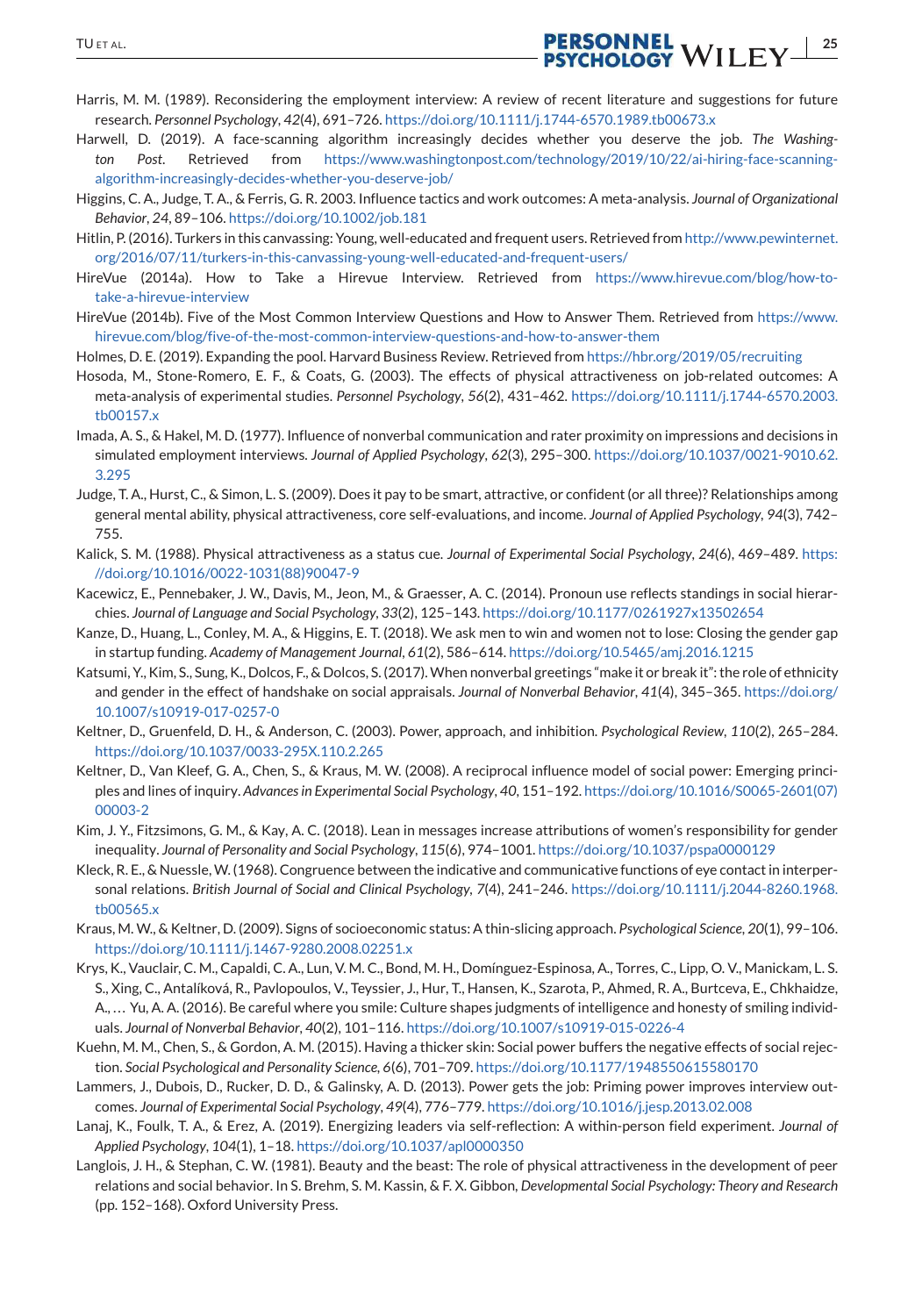Harris, M. M. (1989). Reconsidering the employment interview: A review of recent literature and suggestions for future research. *Personnel Psychology*, *42*(4), 691–726. https://doi.org/10.1111/j.1744-6570.1989.tb00673.x

Harwell, D. (2019). A face-scanning algorithm increasingly decides whether you deserve the job. *The Washington Post*. Retrieved from https://www.washingtonpost.com/technology/2019/10/22/ai-hiring-face-scanning-algorithm-increasingly-decides-whether-you-deserve-job/

Higgins, C. A., Judge, T. A., & Ferris, G. R. 2003. Influence tactics and work outcomes: A meta-analysis. *Journal of Organizational Behavior*, *24*, 89–106. https://doi.org/10.1002/job.181

Hitlin, P. (2016). Turkers in this canvassing: Young, well-educated and frequent users. Retrieved from http://www.pewinternet.org/2016/07/11/turkers-in-this-canvassing-young-well-educated-and-frequent-users/

HireVue (2014a). How to Take a Hirevue Interview. Retrieved from https://www.hirevue.com/blog/how-to-take-a-hirevue-interview

HireVue (2014b). Five of the Most Common Interview Questions and How to Answer Them. Retrieved from https://www.hirevue.com/blog/five-of-the-most-common-interview-questions-and-how-to-answer-them

Holmes, D. E. (2019). Expanding the pool. Harvard Business Review. Retrieved from https://hbr.org/2019/05/recruiting

Hosoda, M., Stone-Romero, E. F., & Coats, G. (2003). The effects of physical attractiveness on job-related outcomes: A meta-analysis of experimental studies. *Personnel Psychology*, *56*(2), 431–462. https://doi.org/10.1111/j.1744-6570.2003.tb00157.x

Imada, A. S., & Hakel, M. D. (1977). Influence of nonverbal communication and rater proximity on impressions and decisions in simulated employment interviews. *Journal of Applied Psychology*, *62*(3), 295–300. https://doi.org/10.1037/0021-9010.62.3.295

Judge, T. A., Hurst, C., & Simon, L. S. (2009). Does it pay to be smart, attractive, or confident (or all three)? Relationships among general mental ability, physical attractiveness, core self-evaluations, and income. *Journal of Applied Psychology*, *94*(3), 742–755.

Kalick, S. M. (1988). Physical attractiveness as a status cue. *Journal of Experimental Social Psychology*, *24*(6), 469–489. https://doi.org/10.1016/0022-1031(88)90047-9

Kacewicz, E., Pennebaker, J. W., Davis, M., Jeon, M., & Graesser, A. C. (2014). Pronoun use reflects standings in social hierarchies. *Journal of Language and Social Psychology*, *33*(2), 125–143. https://doi.org/10.1177/0261927x13502654

Kanze, D., Huang, L., Conley, M. A., & Higgins, E. T. (2018). We ask men to win and women not to lose: Closing the gender gap in startup funding. *Academy of Management Journal*, *61*(2), 586–614. https://doi.org/10.5465/amj.2016.1215

Katsumi, Y., Kim, S., Sung, K., Dolcos, F., & Dolcos, S. (2017). When nonverbal greetings "make it or break it": the role of ethnicity and gender in the effect of handshake on social appraisals. *Journal of Nonverbal Behavior*, *41*(4), 345–365. https://doi.org/10.1007/s10919-017-0257-0

Keltner, D., Gruenfeld, D. H., & Anderson, C. (2003). Power, approach, and inhibition. *Psychological Review*, *110*(2), 265–284. https://doi.org/10.1037/0033-295X.110.2.265

Keltner, D., Van Kleef, G. A., Chen, S., & Kraus, M. W. (2008). A reciprocal influence model of social power: Emerging principles and lines of inquiry. *Advances in Experimental Social Psychology*, *40*, 151–192. https://doi.org/10.1016/S0065-2601(07)00003-2

Kim, J. Y., Fitzsimons, G. M., & Kay, A. C. (2018). Lean in messages increase attributions of women's responsibility for gender inequality. *Journal of Personality and Social Psychology*, *115*(6), 974–1001. https://doi.org/10.1037/pspa0000129

Kleck, R. E., & Nuessle, W. (1968). Congruence between the indicative and communicative functions of eye contact in interpersonal relations. *British Journal of Social and Clinical Psychology*, *7*(4), 241–246. https://doi.org/10.1111/j.2044-8260.1968.tb00565.x

Kraus, M. W., & Keltner, D. (2009). Signs of socioeconomic status: A thin-slicing approach. *Psychological Science*, *20*(1), 99–106. https://doi.org/10.1111/j.1467-9280.2008.02251.x

Krys, K., Vauclair, C. M., Capaldi, C. A., Lun, V. M. C., Bond, M. H., Domínguez-Espinosa, A., Torres, C., Lipp, O. V., Manickam, L. S. S., Xing, C., Antalíková, R., Pavlopoulos, V., Teyssier, J., Hur, T., Hansen, K., Szarota, P., Ahmed, R. A., Burtceva, E., Chkhaidze, A., … Yu, A. A. (2016). Be careful where you smile: Culture shapes judgments of intelligence and honesty of smiling individuals. *Journal of Nonverbal Behavior*, *40*(2), 101–116. https://doi.org/10.1007/s10919-015-0226-4

Kuehn, M. M., Chen, S., & Gordon, A. M. (2015). Having a thicker skin: Social power buffers the negative effects of social rejection. *Social Psychological and Personality Science*, *6*(6), 701–709. https://doi.org/10.1177/1948550615580170

Lammers, J., Dubois, D., Rucker, D. D., & Galinsky, A. D. (2013). Power gets the job: Priming power improves interview outcomes. *Journal of Experimental Social Psychology*, *49*(4), 776–779. https://doi.org/10.1016/j.jesp.2013.02.008

Lanaj, K., Foulk, T. A., & Erez, A. (2019). Energizing leaders via self-reflection: A within-person field experiment. *Journal of Applied Psychology*, *104*(1), 1–18. https://doi.org/10.1037/apl0000350

Langlois, J. H., & Stephan, C. W. (1981). Beauty and the beast: The role of physical attractiveness in the development of peer relations and social behavior. In S. Brehm, S. M. Kassin, & F. X. Gibbon, *Developmental Social Psychology: Theory and Research* (pp. 152–168). Oxford University Press.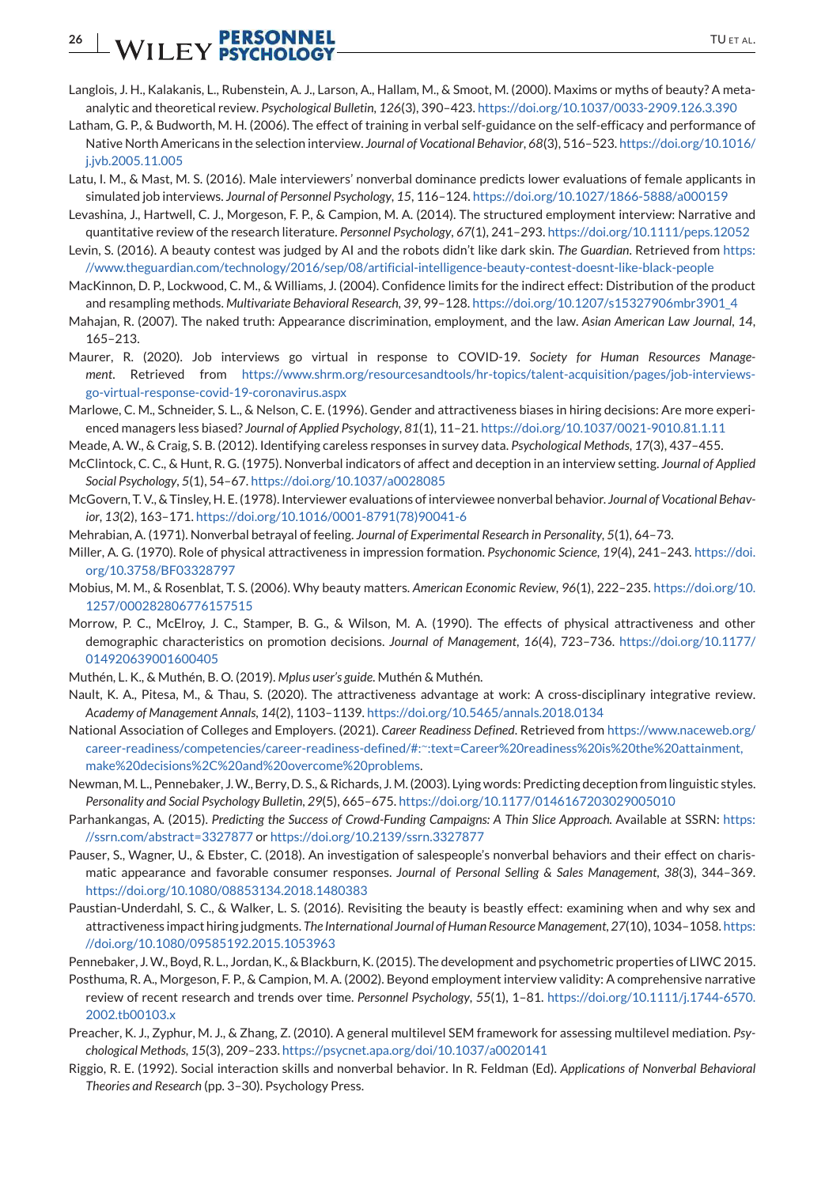Langlois, J. H., Kalakanis, L., Rubenstein, A. J., Larson, A., Hallam, M., & Smoot, M. (2000). Maxims or myths of beauty? A meta-analytic and theoretical review. *Psychological Bulletin*, *126*(3), 390–423. https://doi.org/10.1037/0033-2909.126.3.390

Latham, G. P., & Budworth, M. H. (2006). The effect of training in verbal self-guidance on the self-efficacy and performance of Native North Americans in the selection interview. *Journal of Vocational Behavior*, *68*(3), 516–523. https://doi.org/10.1016/j.jvb.2005.11.005

Latu, I. M., & Mast, M. S. (2016). Male interviewers' nonverbal dominance predicts lower evaluations of female applicants in simulated job interviews. *Journal of Personnel Psychology*, *15*, 116–124. https://doi.org/10.1027/1866-5888/a000159

Levashina, J., Hartwell, C. J., Morgeson, F. P., & Campion, M. A. (2014). The structured employment interview: Narrative and quantitative review of the research literature. *Personnel Psychology*, *67*(1), 241–293. https://doi.org/10.1111/peps.12052

Levin, S. (2016). A beauty contest was judged by AI and the robots didn't like dark skin. *The Guardian*. Retrieved from https://www.theguardian.com/technology/2016/sep/08/artificial-intelligence-beauty-contest-doesnt-like-black-people

MacKinnon, D. P., Lockwood, C. M., & Williams, J. (2004). Confidence limits for the indirect effect: Distribution of the product and resampling methods. *Multivariate Behavioral Research*, *39*, 99–128. https://doi.org/10.1207/s15327906mbr3901_4

Mahajan, R. (2007). The naked truth: Appearance discrimination, employment, and the law. *Asian American Law Journal*, *14*, 165–213.

Maurer, R. (2020). Job interviews go virtual in response to COVID-19. *Society for Human Resources Management*. Retrieved from https://www.shrm.org/resourcesandtools/hr-topics/talent-acquisition/pages/job-interviews-go-virtual-response-covid-19-coronavirus.aspx

Marlowe, C. M., Schneider, S. L., & Nelson, C. E. (1996). Gender and attractiveness biases in hiring decisions: Are more experienced managers less biased? *Journal of Applied Psychology*, *81*(1), 11–21. https://doi.org/10.1037/0021-9010.81.1.11

Meade, A. W., & Craig, S. B. (2012). Identifying careless responses in survey data. *Psychological Methods*, *17*(3), 437–455.

McClintock, C. C., & Hunt, R. G. (1975). Nonverbal indicators of affect and deception in an interview setting. *Journal of Applied Social Psychology*, *5*(1), 54–67. https://doi.org/10.1037/a0028085

McGovern, T. V., & Tinsley, H. E. (1978). Interviewer evaluations of interviewee nonverbal behavior. *Journal of Vocational Behavior*, *13*(2), 163–171. https://doi.org/10.1016/0001-8791(78)90041-6

Mehrabian, A. (1971). Nonverbal betrayal of feeling. *Journal of Experimental Research in Personality*, *5*(1), 64–73.

Miller, A. G. (1970). Role of physical attractiveness in impression formation. *Psychonomic Science*, *19*(4), 241–243. https://doi.org/10.3758/BF03328797

Mobius, M. M., & Rosenblat, T. S. (2006). Why beauty matters. *American Economic Review*, *96*(1), 222–235. https://doi.org/10.1257/000282806776157515

Morrow, P. C., McElroy, J. C., Stamper, B. G., & Wilson, M. A. (1990). The effects of physical attractiveness and other demographic characteristics on promotion decisions. *Journal of Management*, *16*(4), 723–736. https://doi.org/10.1177/014920639001600405

Muthén, L. K., & Muthén, B. O. (2019). *Mplus user's guide*. Muthén & Muthén.

Nault, K. A., Pitesa, M., & Thau, S. (2020). The attractiveness advantage at work: A cross-disciplinary integrative review. *Academy of Management Annals*, *14*(2), 1103–1139. https://doi.org/10.5465/annals.2018.0134

National Association of Colleges and Employers. (2021). *Career Readiness Defined*. Retrieved from https://www.naceweb.org/career-readiness/competencies/career-readiness-defined/#:~:text=Career%20readiness%20is%20the%20attainment,make%20decisions%2C%20and%20overcome%20problems.

Newman, M. L., Pennebaker, J. W., Berry, D. S., & Richards, J. M. (2003). Lying words: Predicting deception from linguistic styles. *Personality and Social Psychology Bulletin*, *29*(5), 665–675. https://doi.org/10.1177/0146167203029005010

Parhankangas, A. (2015). *Predicting the Success of Crowd-Funding Campaigns: A Thin Slice Approach.* Available at SSRN: https://ssrn.com/abstract=3327877 or https://doi.org/10.2139/ssrn.3327877

Pauser, S., Wagner, U., & Ebster, C. (2018). An investigation of salespeople's nonverbal behaviors and their effect on charismatic appearance and favorable consumer responses. *Journal of Personal Selling & Sales Management*, *38*(3), 344–369. https://doi.org/10.1080/08853134.2018.1480383

Paustian-Underdahl, S. C., & Walker, L. S. (2016). Revisiting the beauty is beastly effect: examining when and why sex and attractiveness impact hiring judgments. *The International Journal of Human Resource Management*, *27*(10), 1034–1058. https://doi.org/10.1080/09585192.2015.1053963

Pennebaker, J. W., Boyd, R. L., Jordan, K., & Blackburn, K. (2015). The development and psychometric properties of LIWC 2015.

Posthuma, R. A., Morgeson, F. P., & Campion, M. A. (2002). Beyond employment interview validity: A comprehensive narrative review of recent research and trends over time. *Personnel Psychology*, *55*(1), 1–81. https://doi.org/10.1111/j.1744-6570.2002.tb00103.x

Preacher, K. J., Zyphur, M. J., & Zhang, Z. (2010). A general multilevel SEM framework for assessing multilevel mediation. *Psychological Methods*, *15*(3), 209–233. https://psycnet.apa.org/doi/10.1037/a0020141

Riggio, R. E. (1992). Social interaction skills and nonverbal behavior. In R. Feldman (Ed). *Applications of Nonverbal Behavioral Theories and Research* (pp. 3–30). Psychology Press.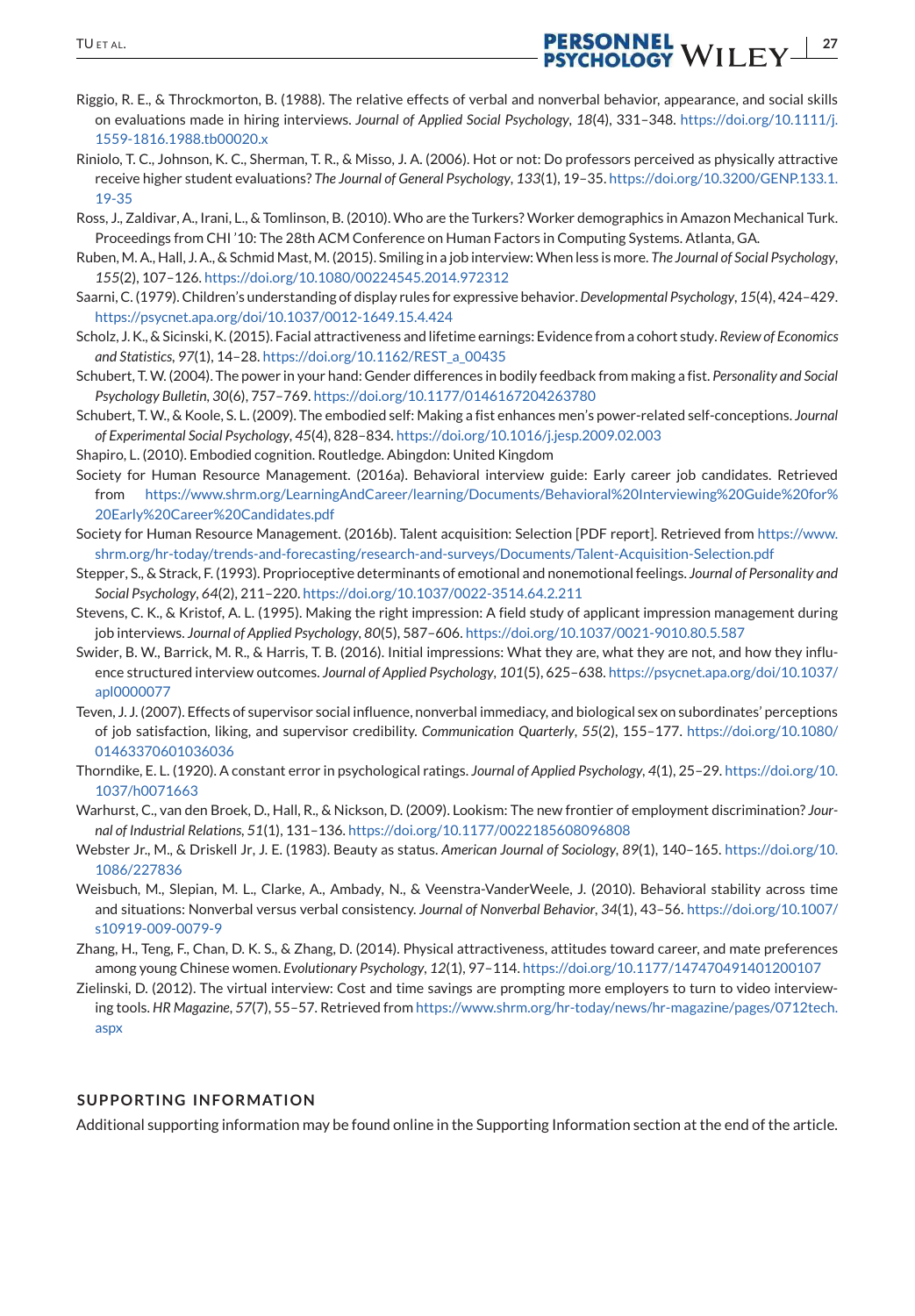Riggio, R. E., & Throckmorton, B. (1988). The relative effects of verbal and nonverbal behavior, appearance, and social skills on evaluations made in hiring interviews. *Journal of Applied Social Psychology*, *18*(4), 331–348. https://doi.org/10.1111/j.1559-1816.1988.tb00020.x

Riniolo, T. C., Johnson, K. C., Sherman, T. R., & Misso, J. A. (2006). Hot or not: Do professors perceived as physically attractive receive higher student evaluations? *The Journal of General Psychology*, *133*(1), 19–35. https://doi.org/10.3200/GENP.133.1.19-35

Ross, J., Zaldivar, A., Irani, L., & Tomlinson, B. (2010). Who are the Turkers? Worker demographics in Amazon Mechanical Turk. Proceedings from CHI '10: The 28th ACM Conference on Human Factors in Computing Systems. Atlanta, GA.

Ruben, M. A., Hall, J. A., & Schmid Mast, M. (2015). Smiling in a job interview: When less is more. *The Journal of Social Psychology*, *155*(2), 107–126. https://doi.org/10.1080/00224545.2014.972312

Saarni, C. (1979). Children's understanding of display rules for expressive behavior. *Developmental Psychology*, *15*(4), 424–429. https://psycnet.apa.org/doi/10.1037/0012-1649.15.4.424

Scholz, J. K., & Sicinski, K. (2015). Facial attractiveness and lifetime earnings: Evidence from a cohort study. *Review of Economics and Statistics*, *97*(1), 14–28. https://doi.org/10.1162/REST_a_00435

Schubert, T. W. (2004). The power in your hand: Gender differences in bodily feedback from making a fist. *Personality and Social Psychology Bulletin*, *30*(6), 757–769. https://doi.org/10.1177/0146167204263780

Schubert, T. W., & Koole, S. L. (2009). The embodied self: Making a fist enhances men's power-related self-conceptions. *Journal of Experimental Social Psychology*, *45*(4), 828–834. https://doi.org/10.1016/j.jesp.2009.02.003

Shapiro, L. (2010). Embodied cognition. Routledge. Abingdon: United Kingdom

Society for Human Resource Management. (2016a). Behavioral interview guide: Early career job candidates. Retrieved from https://www.shrm.org/LearningAndCareer/learning/Documents/Behavioral%20Interviewing%20Guide%20for%20Early%20Career%20Candidates.pdf

Society for Human Resource Management. (2016b). Talent acquisition: Selection [PDF report]. Retrieved from https://www.shrm.org/hr-today/trends-and-forecasting/research-and-surveys/Documents/Talent-Acquisition-Selection.pdf

Stepper, S., & Strack, F. (1993). Proprioceptive determinants of emotional and nonemotional feelings. *Journal of Personality and Social Psychology*, *64*(2), 211–220. https://doi.org/10.1037/0022-3514.64.2.211

Stevens, C. K., & Kristof, A. L. (1995). Making the right impression: A field study of applicant impression management during job interviews. *Journal of Applied Psychology*, *80*(5), 587–606. https://doi.org/10.1037/0021-9010.80.5.587

Swider, B. W., Barrick, M. R., & Harris, T. B. (2016). Initial impressions: What they are, what they are not, and how they influence structured interview outcomes. *Journal of Applied Psychology*, *101*(5), 625–638. https://psycnet.apa.org/doi/10.1037/apl0000077

Teven, J. J. (2007). Effects of supervisor social influence, nonverbal immediacy, and biological sex on subordinates' perceptions of job satisfaction, liking, and supervisor credibility. *Communication Quarterly*, *55*(2), 155–177. https://doi.org/10.1080/01463370601036036

Thorndike, E. L. (1920). A constant error in psychological ratings. *Journal of Applied Psychology*, *4*(1), 25–29. https://doi.org/10.1037/h0071663

Warhurst, C., van den Broek, D., Hall, R., & Nickson, D. (2009). Lookism: The new frontier of employment discrimination? *Journal of Industrial Relations*, *51*(1), 131–136. https://doi.org/10.1177/0022185608096808

Webster Jr., M., & Driskell Jr, J. E. (1983). Beauty as status. *American Journal of Sociology*, *89*(1), 140–165. https://doi.org/10.1086/227836

Weisbuch, M., Slepian, M. L., Clarke, A., Ambady, N., & Veenstra-VanderWeele, J. (2010). Behavioral stability across time and situations: Nonverbal versus verbal consistency. *Journal of Nonverbal Behavior*, *34*(1), 43–56. https://doi.org/10.1007/s10919-009-0079-9

Zhang, H., Teng, F., Chan, D. K. S., & Zhang, D. (2014). Physical attractiveness, attitudes toward career, and mate preferences among young Chinese women. *Evolutionary Psychology*, *12*(1), 97–114. https://doi.org/10.1177/147470491401200107

Zielinski, D. (2012). The virtual interview: Cost and time savings are prompting more employers to turn to video interviewing tools. *HR Magazine*, *57*(7), 55–57. Retrieved from https://www.shrm.org/hr-today/news/hr-magazine/pages/0712tech.aspx

## SUPPORTING INFORMATION

Additional supporting information may be found online in the Supporting Information section at the end of the article.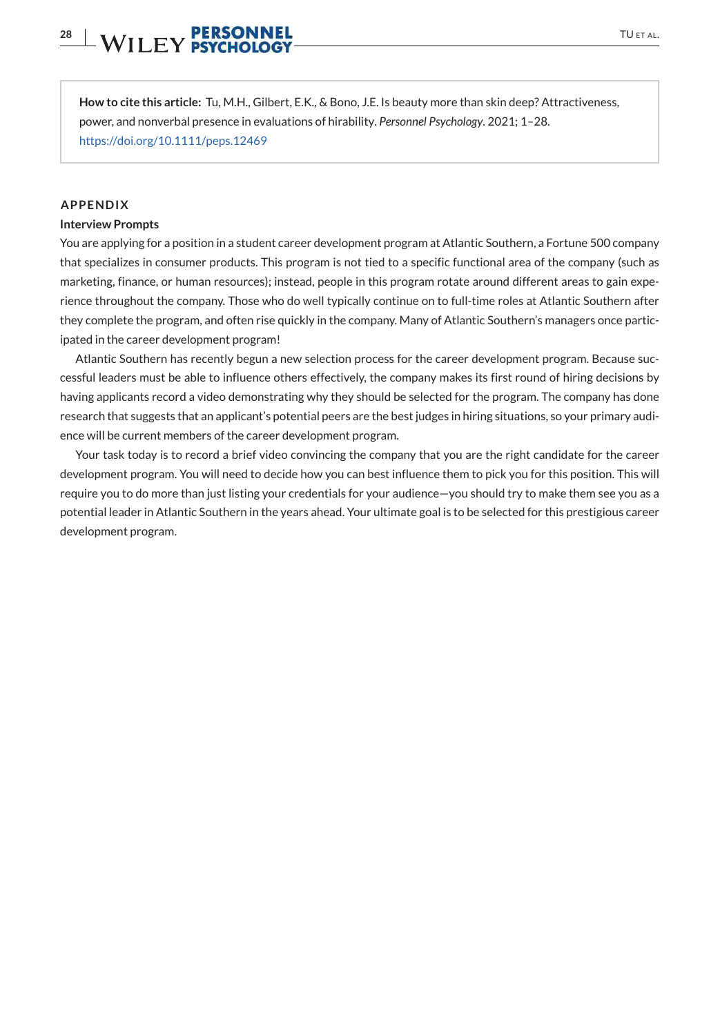**How to cite this article:** Tu, M.H., Gilbert, E.K., & Bono, J.E. Is beauty more than skin deep? Attractiveness, power, and nonverbal presence in evaluations of hirability. *Personnel Psychology*. 2021; 1–28. https://doi.org/10.1111/peps.12469

## APPENDIX

### Interview Prompts

You are applying for a position in a student career development program at Atlantic Southern, a Fortune 500 company that specializes in consumer products. This program is not tied to a specific functional area of the company (such as marketing, finance, or human resources); instead, people in this program rotate around different areas to gain experience throughout the company. Those who do well typically continue on to full-time roles at Atlantic Southern after they complete the program, and often rise quickly in the company. Many of Atlantic Southern's managers once participated in the career development program!

Atlantic Southern has recently begun a new selection process for the career development program. Because successful leaders must be able to influence others effectively, the company makes its first round of hiring decisions by having applicants record a video demonstrating why they should be selected for the program. The company has done research that suggests that an applicant's potential peers are the best judges in hiring situations, so your primary audience will be current members of the career development program.

Your task today is to record a brief video convincing the company that you are the right candidate for the career development program. You will need to decide how you can best influence them to pick you for this position. This will require you to do more than just listing your credentials for your audience—you should try to make them see you as a potential leader in Atlantic Southern in the years ahead. Your ultimate goal is to be selected for this prestigious career development program.